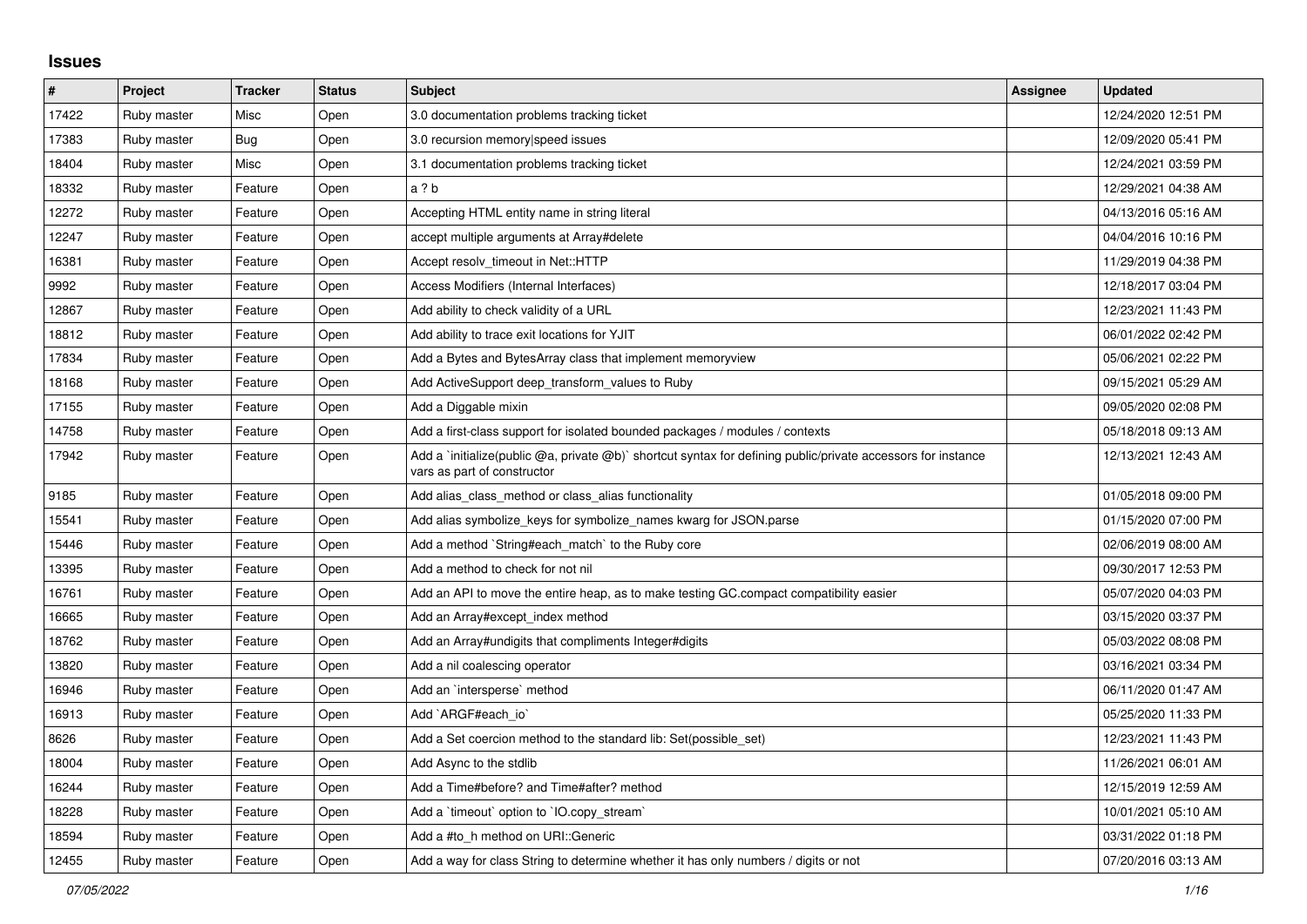## Issues

| # | Project | Tracker | Status | Subject | Assignee | Updated |
|---|---|---|---|---|---|---|
| 17422 | Ruby master | Misc | Open | 3.0 documentation problems tracking ticket | | 12/24/2020 12:51 PM |
| 17383 | Ruby master | Bug | Open | 3.0 recursion memory\|speed issues | | 12/09/2020 05:41 PM |
| 18404 | Ruby master | Misc | Open | 3.1 documentation problems tracking ticket | | 12/24/2021 03:59 PM |
| 18332 | Ruby master | Feature | Open | a ? b | | 12/29/2021 04:38 AM |
| 12272 | Ruby master | Feature | Open | Accepting HTML entity name in string literal | | 04/13/2016 05:16 AM |
| 12247 | Ruby master | Feature | Open | accept multiple arguments at Array#delete | | 04/04/2016 10:16 PM |
| 16381 | Ruby master | Feature | Open | Accept resolv_timeout in Net::HTTP | | 11/29/2019 04:38 PM |
| 9992 | Ruby master | Feature | Open | Access Modifiers (Internal Interfaces) | | 12/18/2017 03:04 PM |
| 12867 | Ruby master | Feature | Open | Add ability to check validity of a URL | | 12/23/2021 11:43 PM |
| 18812 | Ruby master | Feature | Open | Add ability to trace exit locations for YJIT | | 06/01/2022 02:42 PM |
| 17834 | Ruby master | Feature | Open | Add a Bytes and BytesArray class that implement memoryview | | 05/06/2021 02:22 PM |
| 18168 | Ruby master | Feature | Open | Add ActiveSupport deep_transform_values to Ruby | | 09/15/2021 05:29 AM |
| 17155 | Ruby master | Feature | Open | Add a Diggable mixin | | 09/05/2020 02:08 PM |
| 14758 | Ruby master | Feature | Open | Add a first-class support for isolated bounded packages / modules / contexts | | 05/18/2018 09:13 AM |
| 17942 | Ruby master | Feature | Open | Add a `initialize(public @a, private @b)` shortcut syntax for defining public/private accessors for instance vars as part of constructor | | 12/13/2021 12:43 AM |
| 9185 | Ruby master | Feature | Open | Add alias_class_method or class_alias functionality | | 01/05/2018 09:00 PM |
| 15541 | Ruby master | Feature | Open | Add alias symbolize_keys for symbolize_names kwarg for JSON.parse | | 01/15/2020 07:00 PM |
| 15446 | Ruby master | Feature | Open | Add a method `String#each_match` to the Ruby core | | 02/06/2019 08:00 AM |
| 13395 | Ruby master | Feature | Open | Add a method to check for not nil | | 09/30/2017 12:53 PM |
| 16761 | Ruby master | Feature | Open | Add an API to move the entire heap, as to make testing GC.compact compatibility easier | | 05/07/2020 04:03 PM |
| 16665 | Ruby master | Feature | Open | Add an Array#except_index method | | 03/15/2020 03:37 PM |
| 18762 | Ruby master | Feature | Open | Add an Array#undigits that compliments Integer#digits | | 05/03/2022 08:08 PM |
| 13820 | Ruby master | Feature | Open | Add a nil coalescing operator | | 03/16/2021 03:34 PM |
| 16946 | Ruby master | Feature | Open | Add an `intersperse` method | | 06/11/2020 01:47 AM |
| 16913 | Ruby master | Feature | Open | Add `ARGF#each_io` | | 05/25/2020 11:33 PM |
| 8626 | Ruby master | Feature | Open | Add a Set coercion method to the standard lib: Set(possible_set) | | 12/23/2021 11:43 PM |
| 18004 | Ruby master | Feature | Open | Add Async to the stdlib | | 11/26/2021 06:01 AM |
| 16244 | Ruby master | Feature | Open | Add a Time#before? and Time#after? method | | 12/15/2019 12:59 AM |
| 18228 | Ruby master | Feature | Open | Add a `timeout` option to `IO.copy_stream` | | 10/01/2021 05:10 AM |
| 18594 | Ruby master | Feature | Open | Add a #to_h method on URI::Generic | | 03/31/2022 01:18 PM |
| 12455 | Ruby master | Feature | Open | Add a way for class String to determine whether it has only numbers / digits or not | | 07/20/2016 03:13 AM |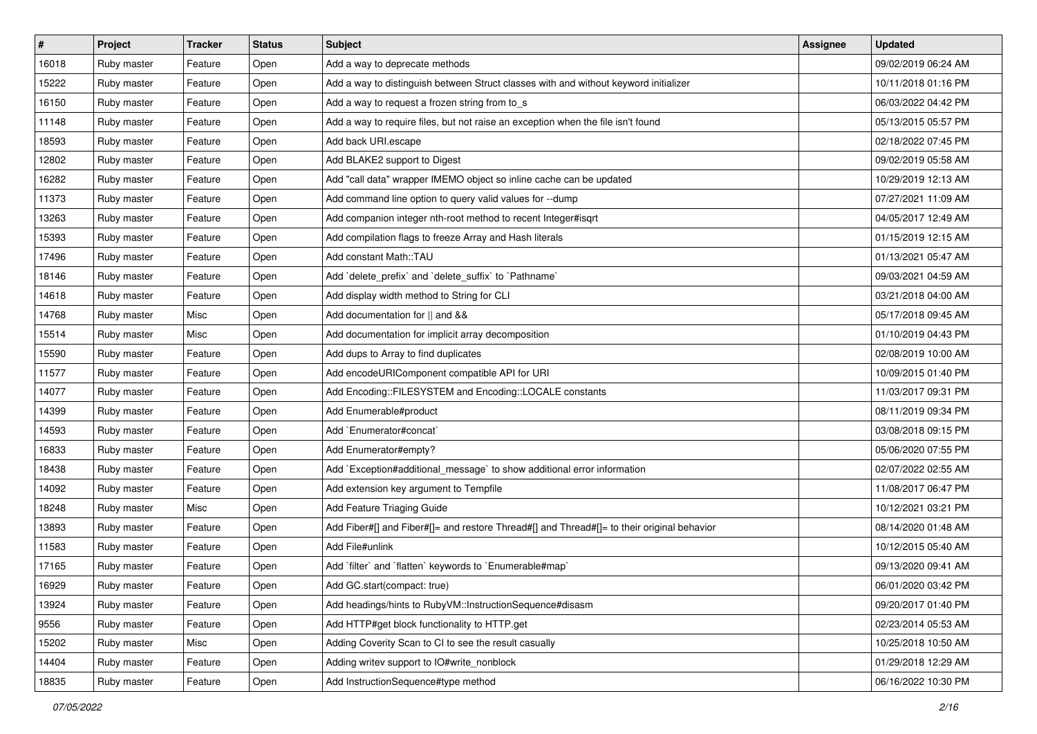| # | Project | Tracker | Status | Subject | Assignee | Updated |
| --- | --- | --- | --- | --- | --- | --- |
| 16018 | Ruby master | Feature | Open | Add a way to deprecate methods | | 09/02/2019 06:24 AM |
| 15222 | Ruby master | Feature | Open | Add a way to distinguish between Struct classes with and without keyword initializer | | 10/11/2018 01:16 PM |
| 16150 | Ruby master | Feature | Open | Add a way to request a frozen string from to_s | | 06/03/2022 04:42 PM |
| 11148 | Ruby master | Feature | Open | Add a way to require files, but not raise an exception when the file isn't found | | 05/13/2015 05:57 PM |
| 18593 | Ruby master | Feature | Open | Add back URI.escape | | 02/18/2022 07:45 PM |
| 12802 | Ruby master | Feature | Open | Add BLAKE2 support to Digest | | 09/02/2019 05:58 AM |
| 16282 | Ruby master | Feature | Open | Add "call data" wrapper IMEMO object so inline cache can be updated | | 10/29/2019 12:13 AM |
| 11373 | Ruby master | Feature | Open | Add command line option to query valid values for --dump | | 07/27/2021 11:09 AM |
| 13263 | Ruby master | Feature | Open | Add companion integer nth-root method to recent Integer#isqrt | | 04/05/2017 12:49 AM |
| 15393 | Ruby master | Feature | Open | Add compilation flags to freeze Array and Hash literals | | 01/15/2019 12:15 AM |
| 17496 | Ruby master | Feature | Open | Add constant Math::TAU | | 01/13/2021 05:47 AM |
| 18146 | Ruby master | Feature | Open | Add `delete_prefix` and `delete_suffix` to `Pathname` | | 09/03/2021 04:59 AM |
| 14618 | Ruby master | Feature | Open | Add display width method to String for CLI | | 03/21/2018 04:00 AM |
| 14768 | Ruby master | Misc | Open | Add documentation for \|\| and && | | 05/17/2018 09:45 AM |
| 15514 | Ruby master | Misc | Open | Add documentation for implicit array decomposition | | 01/10/2019 04:43 PM |
| 15590 | Ruby master | Feature | Open | Add dups to Array to find duplicates | | 02/08/2019 10:00 AM |
| 11577 | Ruby master | Feature | Open | Add encodeURIComponent compatible API for URI | | 10/09/2015 01:40 PM |
| 14077 | Ruby master | Feature | Open | Add Encoding::FILESYSTEM and Encoding::LOCALE constants | | 11/03/2017 09:31 PM |
| 14399 | Ruby master | Feature | Open | Add Enumerable#product | | 08/11/2019 09:34 PM |
| 14593 | Ruby master | Feature | Open | Add `Enumerator#concat` | | 03/08/2018 09:15 PM |
| 16833 | Ruby master | Feature | Open | Add Enumerator#empty? | | 05/06/2020 07:55 PM |
| 18438 | Ruby master | Feature | Open | Add `Exception#additional_message` to show additional error information | | 02/07/2022 02:55 AM |
| 14092 | Ruby master | Feature | Open | Add extension key argument to Tempfile | | 11/08/2017 06:47 PM |
| 18248 | Ruby master | Misc | Open | Add Feature Triaging Guide | | 10/12/2021 03:21 PM |
| 13893 | Ruby master | Feature | Open | Add Fiber#[] and Fiber#[]= and restore Thread#[] and Thread#[]= to their original behavior | | 08/14/2020 01:48 AM |
| 11583 | Ruby master | Feature | Open | Add File#unlink | | 10/12/2015 05:40 AM |
| 17165 | Ruby master | Feature | Open | Add `filter` and `flatten` keywords to `Enumerable#map` | | 09/13/2020 09:41 AM |
| 16929 | Ruby master | Feature | Open | Add GC.start(compact: true) | | 06/01/2020 03:42 PM |
| 13924 | Ruby master | Feature | Open | Add headings/hints to RubyVM::InstructionSequence#disasm | | 09/20/2017 01:40 PM |
| 9556 | Ruby master | Feature | Open | Add HTTP#get block functionality to HTTP.get | | 02/23/2014 05:53 AM |
| 15202 | Ruby master | Misc | Open | Adding Coverity Scan to CI to see the result casually | | 10/25/2018 10:50 AM |
| 14404 | Ruby master | Feature | Open | Adding writev support to IO#write_nonblock | | 01/29/2018 12:29 AM |
| 18835 | Ruby master | Feature | Open | Add InstructionSequence#type method | | 06/16/2022 10:30 PM |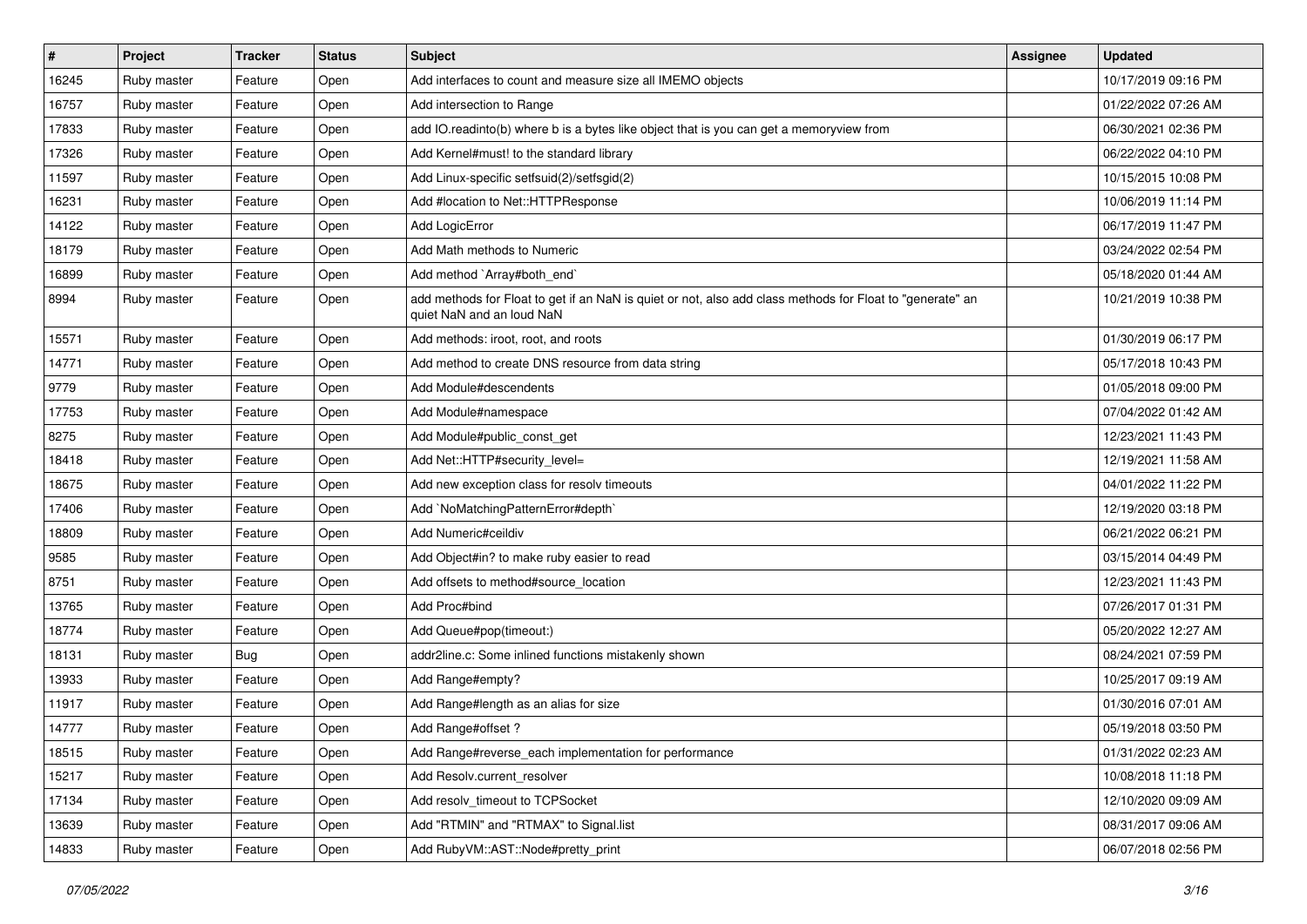| # | Project | Tracker | Status | Subject | Assignee | Updated |
| --- | --- | --- | --- | --- | --- | --- |
| 16245 | Ruby master | Feature | Open | Add interfaces to count and measure size all IMEMO objects | | 10/17/2019 09:16 PM |
| 16757 | Ruby master | Feature | Open | Add intersection to Range | | 01/22/2022 07:26 AM |
| 17833 | Ruby master | Feature | Open | add IO.readinto(b) where b is a bytes like object that is you can get a memoryview from | | 06/30/2021 02:36 PM |
| 17326 | Ruby master | Feature | Open | Add Kernel#must! to the standard library | | 06/22/2022 04:10 PM |
| 11597 | Ruby master | Feature | Open | Add Linux-specific setfsuid(2)/setfsgid(2) | | 10/15/2015 10:08 PM |
| 16231 | Ruby master | Feature | Open | Add #location to Net::HTTPResponse | | 10/06/2019 11:14 PM |
| 14122 | Ruby master | Feature | Open | Add LogicError | | 06/17/2019 11:47 PM |
| 18179 | Ruby master | Feature | Open | Add Math methods to Numeric | | 03/24/2022 02:54 PM |
| 16899 | Ruby master | Feature | Open | Add method `Array#both_end` | | 05/18/2020 01:44 AM |
| 8994 | Ruby master | Feature | Open | add methods for Float to get if an NaN is quiet or not, also add class methods for Float to "generate" an quiet NaN and an loud NaN | | 10/21/2019 10:38 PM |
| 15571 | Ruby master | Feature | Open | Add methods: iroot, root, and roots | | 01/30/2019 06:17 PM |
| 14771 | Ruby master | Feature | Open | Add method to create DNS resource from data string | | 05/17/2018 10:43 PM |
| 9779 | Ruby master | Feature | Open | Add Module#descendents | | 01/05/2018 09:00 PM |
| 17753 | Ruby master | Feature | Open | Add Module#namespace | | 07/04/2022 01:42 AM |
| 8275 | Ruby master | Feature | Open | Add Module#public_const_get | | 12/23/2021 11:43 PM |
| 18418 | Ruby master | Feature | Open | Add Net::HTTP#security_level= | | 12/19/2021 11:58 AM |
| 18675 | Ruby master | Feature | Open | Add new exception class for resolv timeouts | | 04/01/2022 11:22 PM |
| 17406 | Ruby master | Feature | Open | Add `NoMatchingPatternError#depth` | | 12/19/2020 03:18 PM |
| 18809 | Ruby master | Feature | Open | Add Numeric#ceildiv | | 06/21/2022 06:21 PM |
| 9585 | Ruby master | Feature | Open | Add Object#in? to make ruby easier to read | | 03/15/2014 04:49 PM |
| 8751 | Ruby master | Feature | Open | Add offsets to method#source_location | | 12/23/2021 11:43 PM |
| 13765 | Ruby master | Feature | Open | Add Proc#bind | | 07/26/2017 01:31 PM |
| 18774 | Ruby master | Feature | Open | Add Queue#pop(timeout:) | | 05/20/2022 12:27 AM |
| 18131 | Ruby master | Bug | Open | addr2line.c: Some inlined functions mistakenly shown | | 08/24/2021 07:59 PM |
| 13933 | Ruby master | Feature | Open | Add Range#empty? | | 10/25/2017 09:19 AM |
| 11917 | Ruby master | Feature | Open | Add Range#length as an alias for size | | 01/30/2016 07:01 AM |
| 14777 | Ruby master | Feature | Open | Add Range#offset ? | | 05/19/2018 03:50 PM |
| 18515 | Ruby master | Feature | Open | Add Range#reverse_each implementation for performance | | 01/31/2022 02:23 AM |
| 15217 | Ruby master | Feature | Open | Add Resolv.current_resolver | | 10/08/2018 11:18 PM |
| 17134 | Ruby master | Feature | Open | Add resolv_timeout to TCPSocket | | 12/10/2020 09:09 AM |
| 13639 | Ruby master | Feature | Open | Add "RTMIN" and "RTMAX" to Signal.list | | 08/31/2017 09:06 AM |
| 14833 | Ruby master | Feature | Open | Add RubyVM::AST::Node#pretty_print | | 06/07/2018 02:56 PM |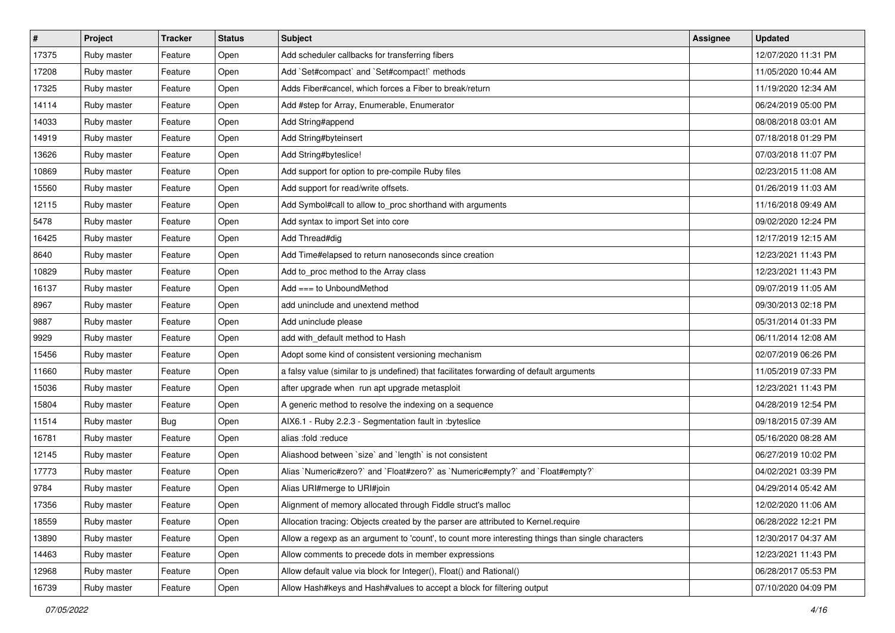| # | Project | Tracker | Status | Subject | Assignee | Updated |
|---|---|---|---|---|---|---|
| 17375 | Ruby master | Feature | Open | Add scheduler callbacks for transferring fibers | | 12/07/2020 11:31 PM |
| 17208 | Ruby master | Feature | Open | Add `Set#compact` and `Set#compact!` methods | | 11/05/2020 10:44 AM |
| 17325 | Ruby master | Feature | Open | Adds Fiber#cancel, which forces a Fiber to break/return | | 11/19/2020 12:34 AM |
| 14114 | Ruby master | Feature | Open | Add #step for Array, Enumerable, Enumerator | | 06/24/2019 05:00 PM |
| 14033 | Ruby master | Feature | Open | Add String#append | | 08/08/2018 03:01 AM |
| 14919 | Ruby master | Feature | Open | Add String#byteinsert | | 07/18/2018 01:29 PM |
| 13626 | Ruby master | Feature | Open | Add String#byteslice! | | 07/03/2018 11:07 PM |
| 10869 | Ruby master | Feature | Open | Add support for option to pre-compile Ruby files | | 02/23/2015 11:08 AM |
| 15560 | Ruby master | Feature | Open | Add support for read/write offsets. | | 01/26/2019 11:03 AM |
| 12115 | Ruby master | Feature | Open | Add Symbol#call to allow to_proc shorthand with arguments | | 11/16/2018 09:49 AM |
| 5478 | Ruby master | Feature | Open | Add syntax to import Set into core | | 09/02/2020 12:24 PM |
| 16425 | Ruby master | Feature | Open | Add Thread#dig | | 12/17/2019 12:15 AM |
| 8640 | Ruby master | Feature | Open | Add Time#elapsed to return nanoseconds since creation | | 12/23/2021 11:43 PM |
| 10829 | Ruby master | Feature | Open | Add to_proc method to the Array class | | 12/23/2021 11:43 PM |
| 16137 | Ruby master | Feature | Open | Add === to UnboundMethod | | 09/07/2019 11:05 AM |
| 8967 | Ruby master | Feature | Open | add uninclude and unextend method | | 09/30/2013 02:18 PM |
| 9887 | Ruby master | Feature | Open | Add uninclude please | | 05/31/2014 01:33 PM |
| 9929 | Ruby master | Feature | Open | add with_default method to Hash | | 06/11/2014 12:08 AM |
| 15456 | Ruby master | Feature | Open | Adopt some kind of consistent versioning mechanism | | 02/07/2019 06:26 PM |
| 11660 | Ruby master | Feature | Open | a falsy value (similar to js undefined) that facilitates forwarding of default arguments | | 11/05/2019 07:33 PM |
| 15036 | Ruby master | Feature | Open | after upgrade when run apt upgrade metasploit | | 12/23/2021 11:43 PM |
| 15804 | Ruby master | Feature | Open | A generic method to resolve the indexing on a sequence | | 04/28/2019 12:54 PM |
| 11514 | Ruby master | Bug | Open | AIX6.1 - Ruby 2.2.3 - Segmentation fault in :byteslice | | 09/18/2015 07:39 AM |
| 16781 | Ruby master | Feature | Open | alias :fold :reduce | | 05/16/2020 08:28 AM |
| 12145 | Ruby master | Feature | Open | Aliashood between `size` and `length` is not consistent | | 06/27/2019 10:02 PM |
| 17773 | Ruby master | Feature | Open | Alias `Numeric#zero?` and `Float#zero?` as `Numeric#empty?` and `Float#empty?` | | 04/02/2021 03:39 PM |
| 9784 | Ruby master | Feature | Open | Alias URI#merge to URI#join | | 04/29/2014 05:42 AM |
| 17356 | Ruby master | Feature | Open | Alignment of memory allocated through Fiddle struct's malloc | | 12/02/2020 11:06 AM |
| 18559 | Ruby master | Feature | Open | Allocation tracing: Objects created by the parser are attributed to Kernel.require | | 06/28/2022 12:21 PM |
| 13890 | Ruby master | Feature | Open | Allow a regexp as an argument to 'count', to count more interesting things than single characters | | 12/30/2017 04:37 AM |
| 14463 | Ruby master | Feature | Open | Allow comments to precede dots in member expressions | | 12/23/2021 11:43 PM |
| 12968 | Ruby master | Feature | Open | Allow default value via block for Integer(), Float() and Rational() | | 06/28/2017 05:53 PM |
| 16739 | Ruby master | Feature | Open | Allow Hash#keys and Hash#values to accept a block for filtering output | | 07/10/2020 04:09 PM |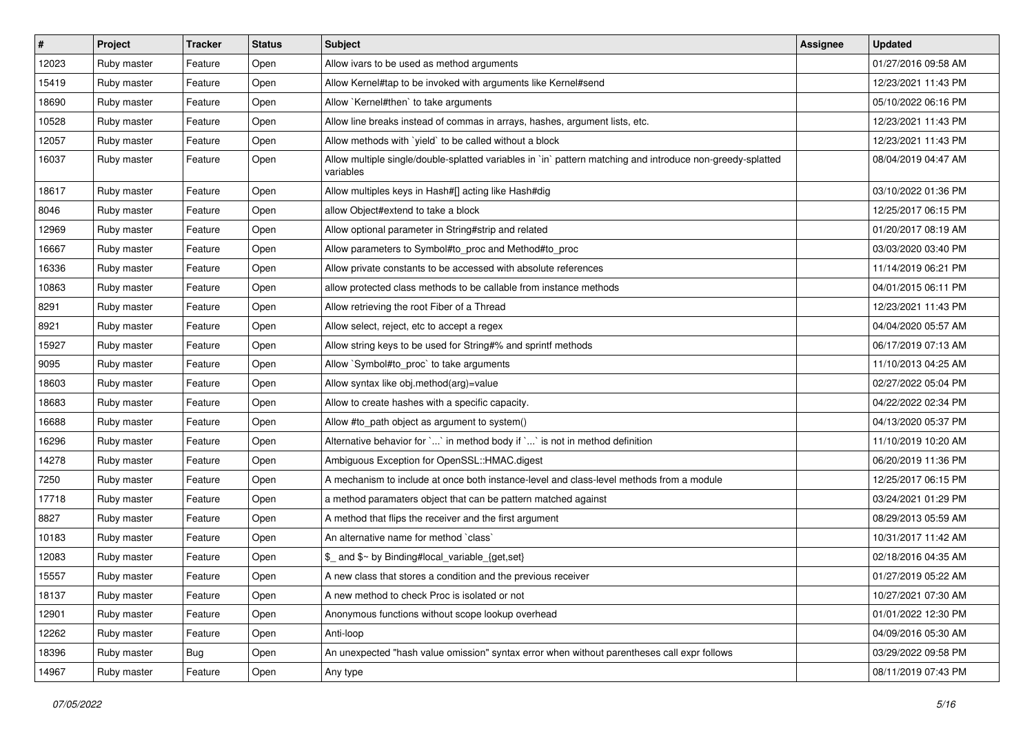| # | Project | Tracker | Status | Subject | Assignee | Updated |
|---|---|---|---|---|---|---|
| 12023 | Ruby master | Feature | Open | Allow ivars to be used as method arguments | | 01/27/2016 09:58 AM |
| 15419 | Ruby master | Feature | Open | Allow Kernel#tap to be invoked with arguments like Kernel#send | | 12/23/2021 11:43 PM |
| 18690 | Ruby master | Feature | Open | Allow `Kernel#then` to take arguments | | 05/10/2022 06:16 PM |
| 10528 | Ruby master | Feature | Open | Allow line breaks instead of commas in arrays, hashes, argument lists, etc. | | 12/23/2021 11:43 PM |
| 12057 | Ruby master | Feature | Open | Allow methods with `yield` to be called without a block | | 12/23/2021 11:43 PM |
| 16037 | Ruby master | Feature | Open | Allow multiple single/double-splatted variables in `in` pattern matching and introduce non-greedy-splatted variables | | 08/04/2019 04:47 AM |
| 18617 | Ruby master | Feature | Open | Allow multiples keys in Hash#[] acting like Hash#dig | | 03/10/2022 01:36 PM |
| 8046 | Ruby master | Feature | Open | allow Object#extend to take a block | | 12/25/2017 06:15 PM |
| 12969 | Ruby master | Feature | Open | Allow optional parameter in String#strip and related | | 01/20/2017 08:19 AM |
| 16667 | Ruby master | Feature | Open | Allow parameters to Symbol#to_proc and Method#to_proc | | 03/03/2020 03:40 PM |
| 16336 | Ruby master | Feature | Open | Allow private constants to be accessed with absolute references | | 11/14/2019 06:21 PM |
| 10863 | Ruby master | Feature | Open | allow protected class methods to be callable from instance methods | | 04/01/2015 06:11 PM |
| 8291 | Ruby master | Feature | Open | Allow retrieving the root Fiber of a Thread | | 12/23/2021 11:43 PM |
| 8921 | Ruby master | Feature | Open | Allow select, reject, etc to accept a regex | | 04/04/2020 05:57 AM |
| 15927 | Ruby master | Feature | Open | Allow string keys to be used for String#% and sprintf methods | | 06/17/2019 07:13 AM |
| 9095 | Ruby master | Feature | Open | Allow `Symbol#to_proc` to take arguments | | 11/10/2013 04:25 AM |
| 18603 | Ruby master | Feature | Open | Allow syntax like obj.method(arg)=value | | 02/27/2022 05:04 PM |
| 18683 | Ruby master | Feature | Open | Allow to create hashes with a specific capacity. | | 04/22/2022 02:34 PM |
| 16688 | Ruby master | Feature | Open | Allow #to_path object as argument to system() | | 04/13/2020 05:37 PM |
| 16296 | Ruby master | Feature | Open | Alternative behavior for `...` in method body if `...` is not in method definition | | 11/10/2019 10:20 AM |
| 14278 | Ruby master | Feature | Open | Ambiguous Exception for OpenSSL::HMAC.digest | | 06/20/2019 11:36 PM |
| 7250 | Ruby master | Feature | Open | A mechanism to include at once both instance-level and class-level methods from a module | | 12/25/2017 06:15 PM |
| 17718 | Ruby master | Feature | Open | a method paramaters object that can be pattern matched against | | 03/24/2021 01:29 PM |
| 8827 | Ruby master | Feature | Open | A method that flips the receiver and the first argument | | 08/29/2013 05:59 AM |
| 10183 | Ruby master | Feature | Open | An alternative name for method `class` | | 10/31/2017 11:42 AM |
| 12083 | Ruby master | Feature | Open | $_ and $~ by Binding#local_variable_{get,set} | | 02/18/2016 04:35 AM |
| 15557 | Ruby master | Feature | Open | A new class that stores a condition and the previous receiver | | 01/27/2019 05:22 AM |
| 18137 | Ruby master | Feature | Open | A new method to check Proc is isolated or not | | 10/27/2021 07:30 AM |
| 12901 | Ruby master | Feature | Open | Anonymous functions without scope lookup overhead | | 01/01/2022 12:30 PM |
| 12262 | Ruby master | Feature | Open | Anti-loop | | 04/09/2016 05:30 AM |
| 18396 | Ruby master | Bug | Open | An unexpected "hash value omission" syntax error when without parentheses call expr follows | | 03/29/2022 09:58 PM |
| 14967 | Ruby master | Feature | Open | Any type | | 08/11/2019 07:43 PM |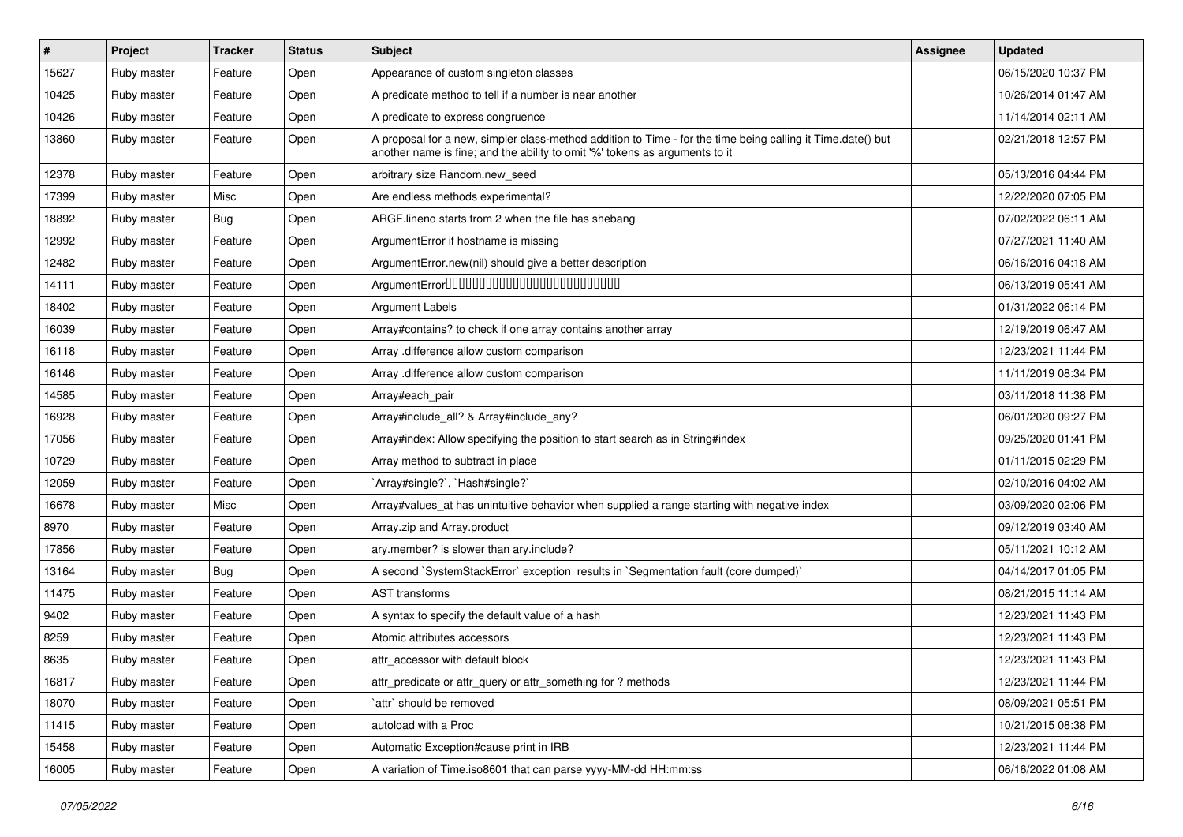| # | Project | Tracker | Status | Subject | Assignee | Updated |
|---|---|---|---|---|---|---|
| 15627 | Ruby master | Feature | Open | Appearance of custom singleton classes | | 06/15/2020 10:37 PM |
| 10425 | Ruby master | Feature | Open | A predicate method to tell if a number is near another | | 10/26/2014 01:47 AM |
| 10426 | Ruby master | Feature | Open | A predicate to express congruence | | 11/14/2014 02:11 AM |
| 13860 | Ruby master | Feature | Open | A proposal for a new, simpler class-method addition to Time - for the time being calling it Time.date() but another name is fine; and the ability to omit '%' tokens as arguments to it | | 02/21/2018 12:57 PM |
| 12378 | Ruby master | Feature | Open | arbitrary size Random.new_seed | | 05/13/2016 04:44 PM |
| 17399 | Ruby master | Misc | Open | Are endless methods experimental? | | 12/22/2020 07:05 PM |
| 18892 | Ruby master | Bug | Open | ARGF.lineno starts from 2 when the file has shebang | | 07/02/2022 06:11 AM |
| 12992 | Ruby master | Feature | Open | ArgumentError if hostname is missing | | 07/27/2021 11:40 AM |
| 12482 | Ruby master | Feature | Open | ArgumentError.new(nil) should give a better description | | 06/16/2016 04:18 AM |
| 14111 | Ruby master | Feature | Open | ArgumentError | | 06/13/2019 05:41 AM |
| 18402 | Ruby master | Feature | Open | Argument Labels | | 01/31/2022 06:14 PM |
| 16039 | Ruby master | Feature | Open | Array#contains? to check if one array contains another array | | 12/19/2019 06:47 AM |
| 16118 | Ruby master | Feature | Open | Array .difference allow custom comparison | | 12/23/2021 11:44 PM |
| 16146 | Ruby master | Feature | Open | Array .difference allow custom comparison | | 11/11/2019 08:34 PM |
| 14585 | Ruby master | Feature | Open | Array#each_pair | | 03/11/2018 11:38 PM |
| 16928 | Ruby master | Feature | Open | Array#include_all? & Array#include_any? | | 06/01/2020 09:27 PM |
| 17056 | Ruby master | Feature | Open | Array#index: Allow specifying the position to start search as in String#index | | 09/25/2020 01:41 PM |
| 10729 | Ruby master | Feature | Open | Array method to subtract in place | | 01/11/2015 02:29 PM |
| 12059 | Ruby master | Feature | Open | `Array#single?`, `Hash#single?` | | 02/10/2016 04:02 AM |
| 16678 | Ruby master | Misc | Open | Array#values_at has unintuitive behavior when supplied a range starting with negative index | | 03/09/2020 02:06 PM |
| 8970 | Ruby master | Feature | Open | Array.zip and Array.product | | 09/12/2019 03:40 AM |
| 17856 | Ruby master | Feature | Open | ary.member? is slower than ary.include? | | 05/11/2021 10:12 AM |
| 13164 | Ruby master | Bug | Open | A second `SystemStackError` exception results in `Segmentation fault (core dumped)` | | 04/14/2017 01:05 PM |
| 11475 | Ruby master | Feature | Open | AST transforms | | 08/21/2015 11:14 AM |
| 9402 | Ruby master | Feature | Open | A syntax to specify the default value of a hash | | 12/23/2021 11:43 PM |
| 8259 | Ruby master | Feature | Open | Atomic attributes accessors | | 12/23/2021 11:43 PM |
| 8635 | Ruby master | Feature | Open | attr_accessor with default block | | 12/23/2021 11:43 PM |
| 16817 | Ruby master | Feature | Open | attr_predicate or attr_query or attr_something for ? methods | | 12/23/2021 11:44 PM |
| 18070 | Ruby master | Feature | Open | `attr` should be removed | | 08/09/2021 05:51 PM |
| 11415 | Ruby master | Feature | Open | autoload with a Proc | | 10/21/2015 08:38 PM |
| 15458 | Ruby master | Feature | Open | Automatic Exception#cause print in IRB | | 12/23/2021 11:44 PM |
| 16005 | Ruby master | Feature | Open | A variation of Time.iso8601 that can parse yyyy-MM-dd HH:mm:ss | | 06/16/2022 01:08 AM |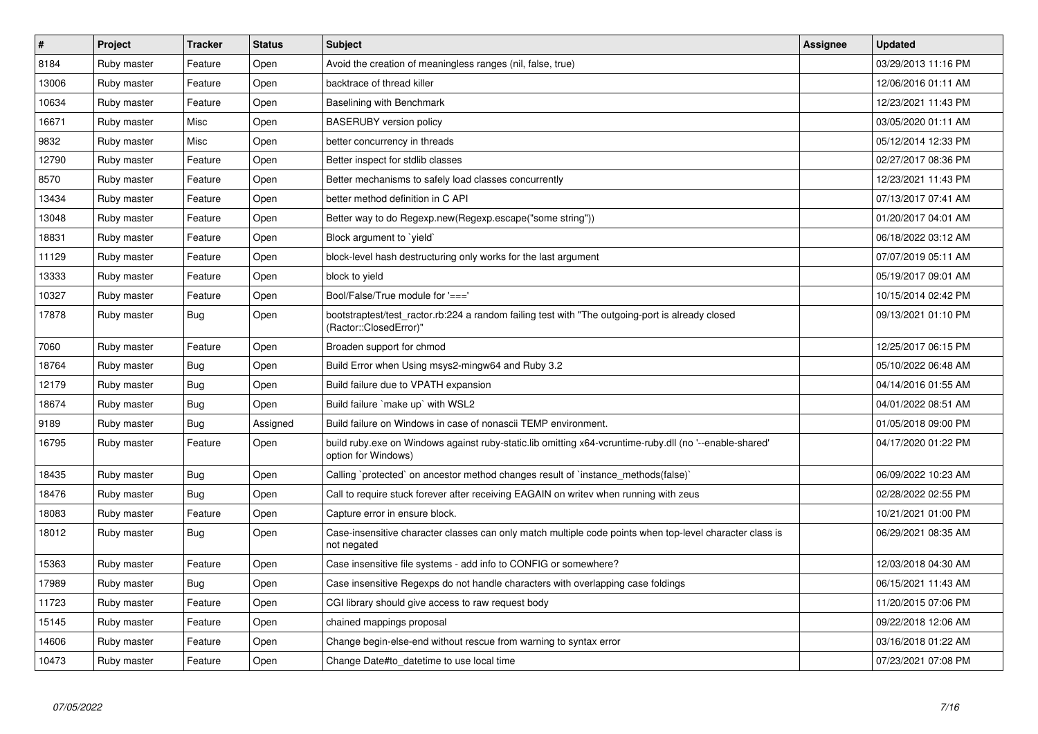| # | Project | Tracker | Status | Subject | Assignee | Updated |
|---|---|---|---|---|---|---|
| 8184 | Ruby master | Feature | Open | Avoid the creation of meaningless ranges (nil, false, true) | | 03/29/2013 11:16 PM |
| 13006 | Ruby master | Feature | Open | backtrace of thread killer | | 12/06/2016 01:11 AM |
| 10634 | Ruby master | Feature | Open | Baselining with Benchmark | | 12/23/2021 11:43 PM |
| 16671 | Ruby master | Misc | Open | BASERUBY version policy | | 03/05/2020 01:11 AM |
| 9832 | Ruby master | Misc | Open | better concurrency in threads | | 05/12/2014 12:33 PM |
| 12790 | Ruby master | Feature | Open | Better inspect for stdlib classes | | 02/27/2017 08:36 PM |
| 8570 | Ruby master | Feature | Open | Better mechanisms to safely load classes concurrently | | 12/23/2021 11:43 PM |
| 13434 | Ruby master | Feature | Open | better method definition in C API | | 07/13/2017 07:41 AM |
| 13048 | Ruby master | Feature | Open | Better way to do Regexp.new(Regexp.escape("some string")) | | 01/20/2017 04:01 AM |
| 18831 | Ruby master | Feature | Open | Block argument to `yield` | | 06/18/2022 03:12 AM |
| 11129 | Ruby master | Feature | Open | block-level hash destructuring only works for the last argument | | 07/07/2019 05:11 AM |
| 13333 | Ruby master | Feature | Open | block to yield | | 05/19/2017 09:01 AM |
| 10327 | Ruby master | Feature | Open | Bool/False/True module for '===' | | 10/15/2014 02:42 PM |
| 17878 | Ruby master | Bug | Open | bootstraptest/test_ractor.rb:224 a random failing test with "The outgoing-port is already closed (Ractor::ClosedError)" | | 09/13/2021 01:10 PM |
| 7060 | Ruby master | Feature | Open | Broaden support for chmod | | 12/25/2017 06:15 PM |
| 18764 | Ruby master | Bug | Open | Build Error when Using msys2-mingw64 and Ruby 3.2 | | 05/10/2022 06:48 AM |
| 12179 | Ruby master | Bug | Open | Build failure due to VPATH expansion | | 04/14/2016 01:55 AM |
| 18674 | Ruby master | Bug | Open | Build failure `make up` with WSL2 | | 04/01/2022 08:51 AM |
| 9189 | Ruby master | Bug | Assigned | Build failure on Windows in case of nonascii TEMP environment. | | 01/05/2018 09:00 PM |
| 16795 | Ruby master | Feature | Open | build ruby.exe on Windows against ruby-static.lib omitting x64-vcruntime-ruby.dll (no '--enable-shared' option for Windows) | | 04/17/2020 01:22 PM |
| 18435 | Ruby master | Bug | Open | Calling `protected` on ancestor method changes result of `instance_methods(false)` | | 06/09/2022 10:23 AM |
| 18476 | Ruby master | Bug | Open | Call to require stuck forever after receiving EAGAIN on writev when running with zeus | | 02/28/2022 02:55 PM |
| 18083 | Ruby master | Feature | Open | Capture error in ensure block. | | 10/21/2021 01:00 PM |
| 18012 | Ruby master | Bug | Open | Case-insensitive character classes can only match multiple code points when top-level character class is not negated | | 06/29/2021 08:35 AM |
| 15363 | Ruby master | Feature | Open | Case insensitive file systems - add info to CONFIG or somewhere? | | 12/03/2018 04:30 AM |
| 17989 | Ruby master | Bug | Open | Case insensitive Regexps do not handle characters with overlapping case foldings | | 06/15/2021 11:43 AM |
| 11723 | Ruby master | Feature | Open | CGI library should give access to raw request body | | 11/20/2015 07:06 PM |
| 15145 | Ruby master | Feature | Open | chained mappings proposal | | 09/22/2018 12:06 AM |
| 14606 | Ruby master | Feature | Open | Change begin-else-end without rescue from warning to syntax error | | 03/16/2018 01:22 AM |
| 10473 | Ruby master | Feature | Open | Change Date#to_datetime to use local time | | 07/23/2021 07:08 PM |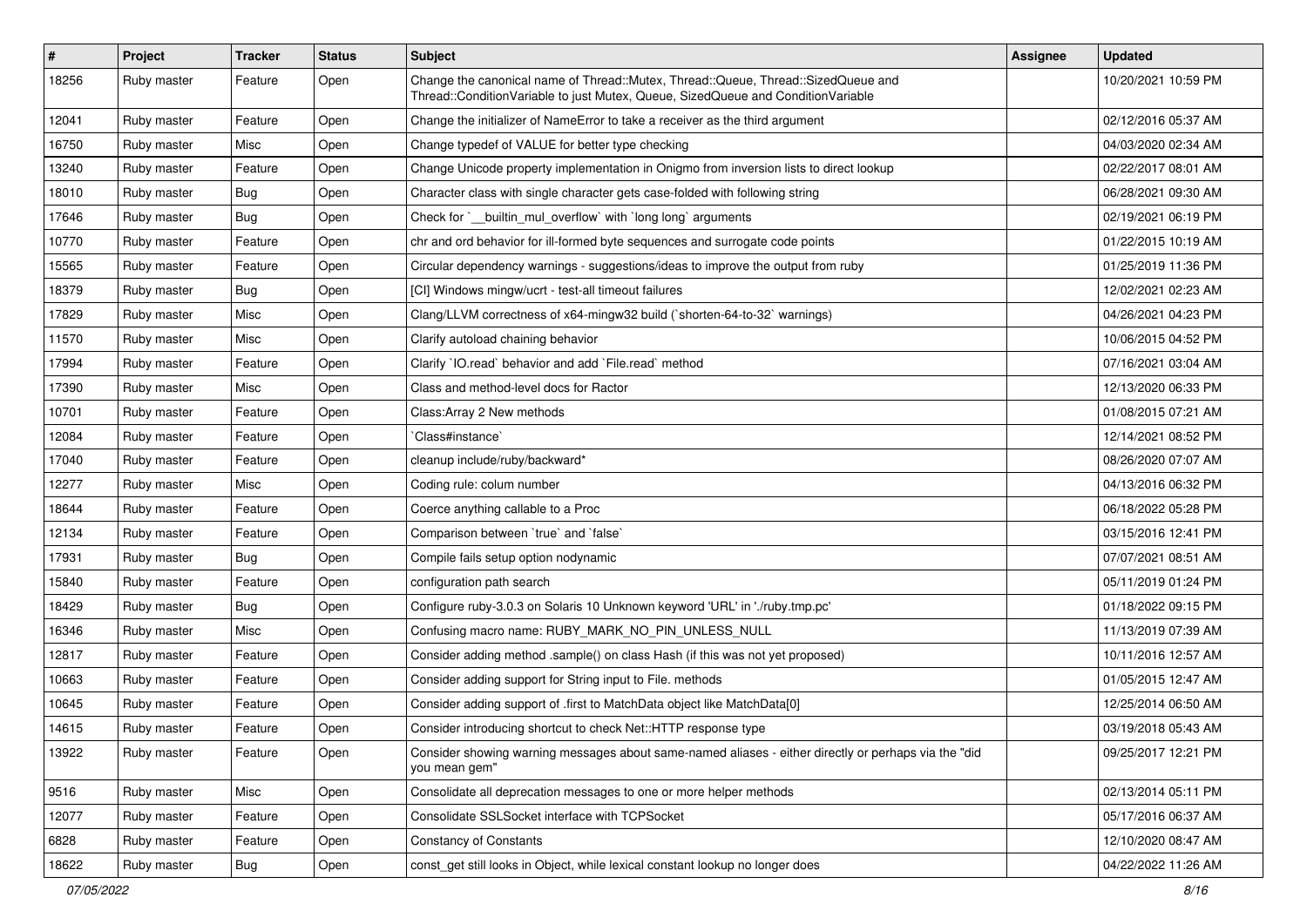| # | Project | Tracker | Status | Subject | Assignee | Updated |
|---|---|---|---|---|---|---|
| 18256 | Ruby master | Feature | Open | Change the canonical name of Thread::Mutex, Thread::Queue, Thread::SizedQueue and Thread::ConditionVariable to just Mutex, Queue, SizedQueue and ConditionVariable | | 10/20/2021 10:59 PM |
| 12041 | Ruby master | Feature | Open | Change the initializer of NameError to take a receiver as the third argument | | 02/12/2016 05:37 AM |
| 16750 | Ruby master | Misc | Open | Change typedef of VALUE for better type checking | | 04/03/2020 02:34 AM |
| 13240 | Ruby master | Feature | Open | Change Unicode property implementation in Onigmo from inversion lists to direct lookup | | 02/22/2017 08:01 AM |
| 18010 | Ruby master | Bug | Open | Character class with single character gets case-folded with following string | | 06/28/2021 09:30 AM |
| 17646 | Ruby master | Bug | Open | Check for `__builtin_mul_overflow` with `long long` arguments | | 02/19/2021 06:19 PM |
| 10770 | Ruby master | Feature | Open | chr and ord behavior for ill-formed byte sequences and surrogate code points | | 01/22/2015 10:19 AM |
| 15565 | Ruby master | Feature | Open | Circular dependency warnings - suggestions/ideas to improve the output from ruby | | 01/25/2019 11:36 PM |
| 18379 | Ruby master | Bug | Open | [CI] Windows mingw/ucrt - test-all timeout failures | | 12/02/2021 02:23 AM |
| 17829 | Ruby master | Misc | Open | Clang/LLVM correctness of x64-mingw32 build (`shorten-64-to-32` warnings) | | 04/26/2021 04:23 PM |
| 11570 | Ruby master | Misc | Open | Clarify autoload chaining behavior | | 10/06/2015 04:52 PM |
| 17994 | Ruby master | Feature | Open | Clarify `IO.read` behavior and add `File.read` method | | 07/16/2021 03:04 AM |
| 17390 | Ruby master | Misc | Open | Class and method-level docs for Ractor | | 12/13/2020 06:33 PM |
| 10701 | Ruby master | Feature | Open | Class:Array 2 New methods | | 01/08/2015 07:21 AM |
| 12084 | Ruby master | Feature | Open | `Class#instance` | | 12/14/2021 08:52 PM |
| 17040 | Ruby master | Feature | Open | cleanup include/ruby/backward* | | 08/26/2020 07:07 AM |
| 12277 | Ruby master | Misc | Open | Coding rule: colum number | | 04/13/2016 06:32 PM |
| 18644 | Ruby master | Feature | Open | Coerce anything callable to a Proc | | 06/18/2022 05:28 PM |
| 12134 | Ruby master | Feature | Open | Comparison between `true` and `false` | | 03/15/2016 12:41 PM |
| 17931 | Ruby master | Bug | Open | Compile fails setup option nodynamic | | 07/07/2021 08:51 AM |
| 15840 | Ruby master | Feature | Open | configuration path search | | 05/11/2019 01:24 PM |
| 18429 | Ruby master | Bug | Open | Configure ruby-3.0.3 on Solaris 10 Unknown keyword 'URL' in './ruby.tmp.pc' | | 01/18/2022 09:15 PM |
| 16346 | Ruby master | Misc | Open | Confusing macro name: RUBY_MARK_NO_PIN_UNLESS_NULL | | 11/13/2019 07:39 AM |
| 12817 | Ruby master | Feature | Open | Consider adding method .sample() on class Hash (if this was not yet proposed) | | 10/11/2016 12:57 AM |
| 10663 | Ruby master | Feature | Open | Consider adding support for String input to File. methods | | 01/05/2015 12:47 AM |
| 10645 | Ruby master | Feature | Open | Consider adding support of .first to MatchData object like MatchData[0] | | 12/25/2014 06:50 AM |
| 14615 | Ruby master | Feature | Open | Consider introducing shortcut to check Net::HTTP response type | | 03/19/2018 05:43 AM |
| 13922 | Ruby master | Feature | Open | Consider showing warning messages about same-named aliases - either directly or perhaps via the "did you mean gem" | | 09/25/2017 12:21 PM |
| 9516 | Ruby master | Misc | Open | Consolidate all deprecation messages to one or more helper methods | | 02/13/2014 05:11 PM |
| 12077 | Ruby master | Feature | Open | Consolidate SSLSocket interface with TCPSocket | | 05/17/2016 06:37 AM |
| 6828 | Ruby master | Feature | Open | Constancy of Constants | | 12/10/2020 08:47 AM |
| 18622 | Ruby master | Bug | Open | const_get still looks in Object, while lexical constant lookup no longer does | | 04/22/2022 11:26 AM |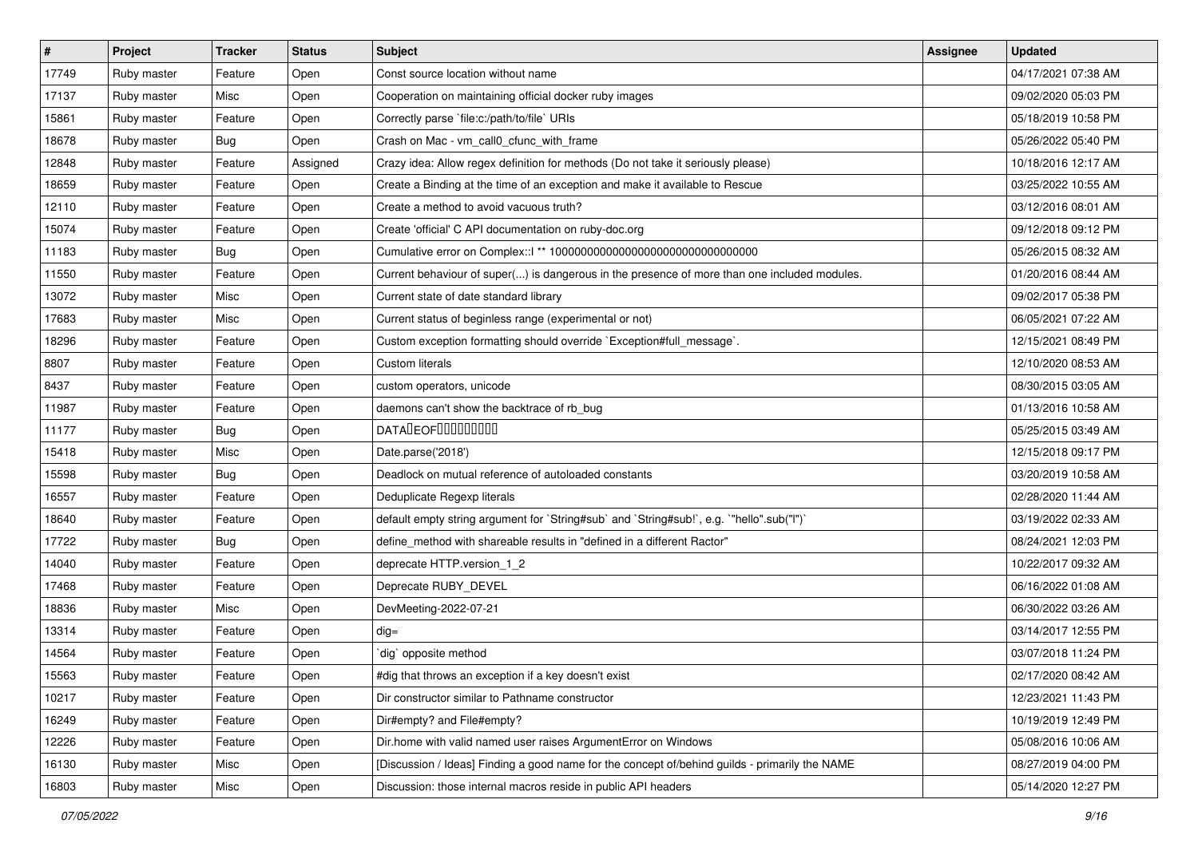| # | Project | Tracker | Status | Subject | Assignee | Updated |
|---|---|---|---|---|---|---|
| 17749 | Ruby master | Feature | Open | Const source location without name | | 04/17/2021 07:38 AM |
| 17137 | Ruby master | Misc | Open | Cooperation on maintaining official docker ruby images | | 09/02/2020 05:03 PM |
| 15861 | Ruby master | Feature | Open | Correctly parse `file:c:/path/to/file` URIs | | 05/18/2019 10:58 PM |
| 18678 | Ruby master | Bug | Open | Crash on Mac - vm_call0_cfunc_with_frame | | 05/26/2022 05:40 PM |
| 12848 | Ruby master | Feature | Assigned | Crazy idea: Allow regex definition for methods (Do not take it seriously please) | | 10/18/2016 12:17 AM |
| 18659 | Ruby master | Feature | Open | Create a Binding at the time of an exception and make it available to Rescue | | 03/25/2022 10:55 AM |
| 12110 | Ruby master | Feature | Open | Create a method to avoid vacuous truth? | | 03/12/2016 08:01 AM |
| 15074 | Ruby master | Feature | Open | Create 'official' C API documentation on ruby-doc.org | | 09/12/2018 09:12 PM |
| 11183 | Ruby master | Bug | Open | Cumulative error on Complex::I ** 100000000000000000000000000000000 | | 05/26/2015 08:32 AM |
| 11550 | Ruby master | Feature | Open | Current behaviour of super(...) is dangerous in the presence of more than one included modules. | | 01/20/2016 08:44 AM |
| 13072 | Ruby master | Misc | Open | Current state of date standard library | | 09/02/2017 05:38 PM |
| 17683 | Ruby master | Misc | Open | Current status of beginless range (experimental or not) | | 06/05/2021 07:22 AM |
| 18296 | Ruby master | Feature | Open | Custom exception formatting should override `Exception#full_message`. | | 12/15/2021 08:49 PM |
| 8807 | Ruby master | Feature | Open | Custom literals | | 12/10/2020 08:53 AM |
| 8437 | Ruby master | Feature | Open | custom operators, unicode | | 08/30/2015 03:05 AM |
| 11987 | Ruby master | Feature | Open | daemons can't show the backtrace of rb_bug | | 01/13/2016 10:58 AM |
| 11177 | Ruby master | Bug | Open | DATA�EOF���������� | | 05/25/2015 03:49 AM |
| 15418 | Ruby master | Misc | Open | Date.parse('2018') | | 12/15/2018 09:17 PM |
| 15598 | Ruby master | Bug | Open | Deadlock on mutual reference of autoloaded constants | | 03/20/2019 10:58 AM |
| 16557 | Ruby master | Feature | Open | Deduplicate Regexp literals | | 02/28/2020 11:44 AM |
| 18640 | Ruby master | Feature | Open | default empty string argument for `String#sub` and `String#sub!`, e.g. `"hello".sub("l")` | | 03/19/2022 02:33 AM |
| 17722 | Ruby master | Bug | Open | define_method with shareable results in "defined in a different Ractor" | | 08/24/2021 12:03 PM |
| 14040 | Ruby master | Feature | Open | deprecate HTTP.version_1_2 | | 10/22/2017 09:32 AM |
| 17468 | Ruby master | Feature | Open | Deprecate RUBY_DEVEL | | 06/16/2022 01:08 AM |
| 18836 | Ruby master | Misc | Open | DevMeeting-2022-07-21 | | 06/30/2022 03:26 AM |
| 13314 | Ruby master | Feature | Open | dig= | | 03/14/2017 12:55 PM |
| 14564 | Ruby master | Feature | Open | `dig` opposite method | | 03/07/2018 11:24 PM |
| 15563 | Ruby master | Feature | Open | #dig that throws an exception if a key doesn't exist | | 02/17/2020 08:42 AM |
| 10217 | Ruby master | Feature | Open | Dir constructor similar to Pathname constructor | | 12/23/2021 11:43 PM |
| 16249 | Ruby master | Feature | Open | Dir#empty? and File#empty? | | 10/19/2019 12:49 PM |
| 12226 | Ruby master | Feature | Open | Dir.home with valid named user raises ArgumentError on Windows | | 05/08/2016 10:06 AM |
| 16130 | Ruby master | Misc | Open | [Discussion / Ideas] Finding a good name for the concept of/behind guilds - primarily the NAME | | 08/27/2019 04:00 PM |
| 16803 | Ruby master | Misc | Open | Discussion: those internal macros reside in public API headers | | 05/14/2020 12:27 PM |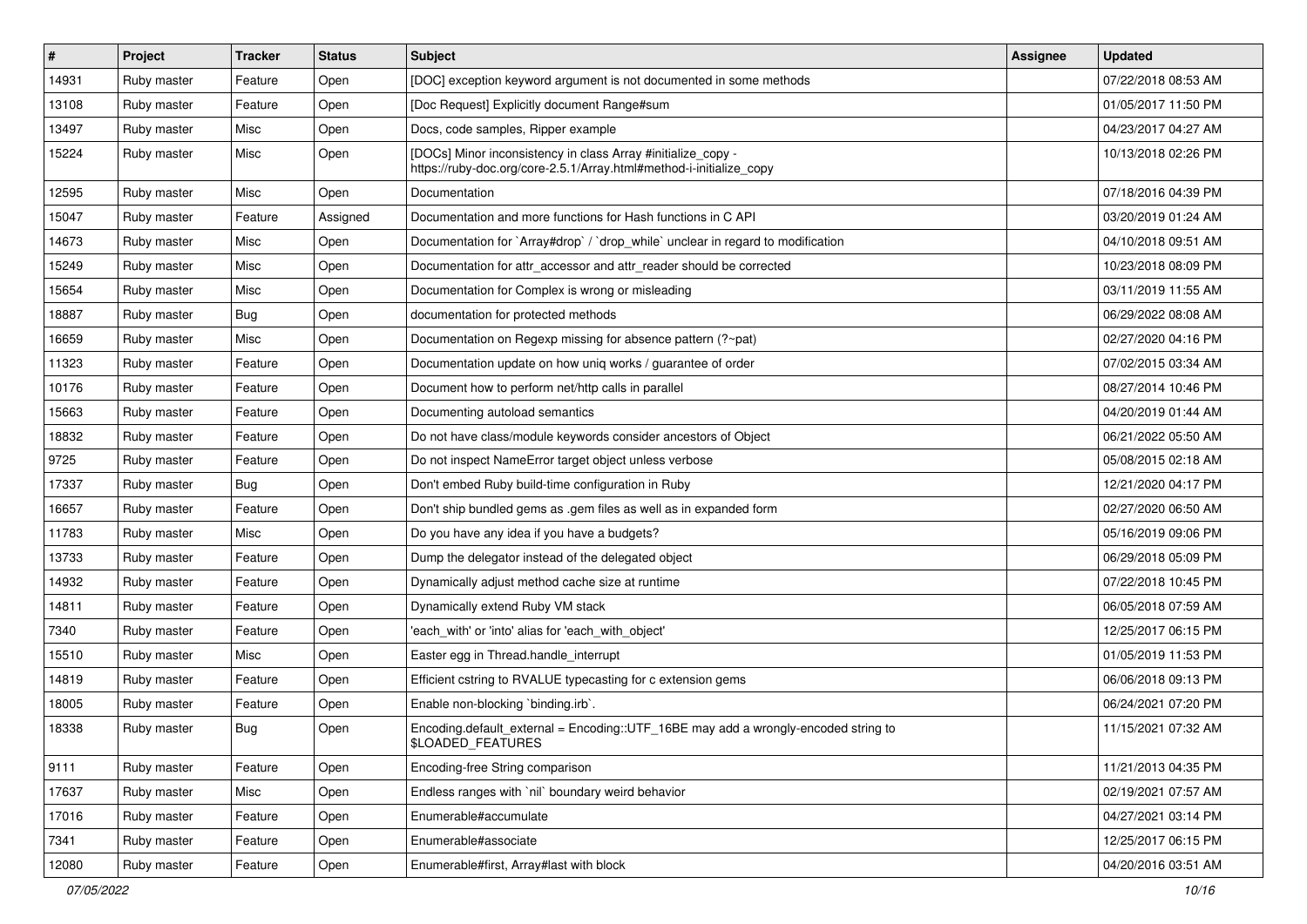| # | Project | Tracker | Status | Subject | Assignee | Updated |
| --- | --- | --- | --- | --- | --- | --- |
| 14931 | Ruby master | Feature | Open | [DOC] exception keyword argument is not documented in some methods | | 07/22/2018 08:53 AM |
| 13108 | Ruby master | Feature | Open | [Doc Request] Explicitly document Range#sum | | 01/05/2017 11:50 PM |
| 13497 | Ruby master | Misc | Open | Docs, code samples, Ripper example | | 04/23/2017 04:27 AM |
| 15224 | Ruby master | Misc | Open | [DOCs] Minor inconsistency in class Array #initialize_copy - https://ruby-doc.org/core-2.5.1/Array.html#method-i-initialize_copy | | 10/13/2018 02:26 PM |
| 12595 | Ruby master | Misc | Open | Documentation | | 07/18/2016 04:39 PM |
| 15047 | Ruby master | Feature | Assigned | Documentation and more functions for Hash functions in C API | | 03/20/2019 01:24 AM |
| 14673 | Ruby master | Misc | Open | Documentation for `Array#drop` / `drop_while` unclear in regard to modification | | 04/10/2018 09:51 AM |
| 15249 | Ruby master | Misc | Open | Documentation for attr_accessor and attr_reader should be corrected | | 10/23/2018 08:09 PM |
| 15654 | Ruby master | Misc | Open | Documentation for Complex is wrong or misleading | | 03/11/2019 11:55 AM |
| 18887 | Ruby master | Bug | Open | documentation for protected methods | | 06/29/2022 08:08 AM |
| 16659 | Ruby master | Misc | Open | Documentation on Regexp missing for absence pattern (?~pat) | | 02/27/2020 04:16 PM |
| 11323 | Ruby master | Feature | Open | Documentation update on how uniq works / guarantee of order | | 07/02/2015 03:34 AM |
| 10176 | Ruby master | Feature | Open | Document how to perform net/http calls in parallel | | 08/27/2014 10:46 PM |
| 15663 | Ruby master | Feature | Open | Documenting autoload semantics | | 04/20/2019 01:44 AM |
| 18832 | Ruby master | Feature | Open | Do not have class/module keywords consider ancestors of Object | | 06/21/2022 05:50 AM |
| 9725 | Ruby master | Feature | Open | Do not inspect NameError target object unless verbose | | 05/08/2015 02:18 AM |
| 17337 | Ruby master | Bug | Open | Don't embed Ruby build-time configuration in Ruby | | 12/21/2020 04:17 PM |
| 16657 | Ruby master | Feature | Open | Don't ship bundled gems as .gem files as well as in expanded form | | 02/27/2020 06:50 AM |
| 11783 | Ruby master | Misc | Open | Do you have any idea if you have a budgets? | | 05/16/2019 09:06 PM |
| 13733 | Ruby master | Feature | Open | Dump the delegator instead of the delegated object | | 06/29/2018 05:09 PM |
| 14932 | Ruby master | Feature | Open | Dynamically adjust method cache size at runtime | | 07/22/2018 10:45 PM |
| 14811 | Ruby master | Feature | Open | Dynamically extend Ruby VM stack | | 06/05/2018 07:59 AM |
| 7340 | Ruby master | Feature | Open | 'each_with' or 'into' alias for 'each_with_object' | | 12/25/2017 06:15 PM |
| 15510 | Ruby master | Misc | Open | Easter egg in Thread.handle_interrupt | | 01/05/2019 11:53 PM |
| 14819 | Ruby master | Feature | Open | Efficient cstring to RVALUE typecasting for c extension gems | | 06/06/2018 09:13 PM |
| 18005 | Ruby master | Feature | Open | Enable non-blocking `binding.irb`. | | 06/24/2021 07:20 PM |
| 18338 | Ruby master | Bug | Open | Encoding.default_external = Encoding::UTF_16BE may add a wrongly-encoded string to $LOADED_FEATURES | | 11/15/2021 07:32 AM |
| 9111 | Ruby master | Feature | Open | Encoding-free String comparison | | 11/21/2013 04:35 PM |
| 17637 | Ruby master | Misc | Open | Endless ranges with `nil` boundary weird behavior | | 02/19/2021 07:57 AM |
| 17016 | Ruby master | Feature | Open | Enumerable#accumulate | | 04/27/2021 03:14 PM |
| 7341 | Ruby master | Feature | Open | Enumerable#associate | | 12/25/2017 06:15 PM |
| 12080 | Ruby master | Feature | Open | Enumerable#first, Array#last with block | | 04/20/2016 03:51 AM |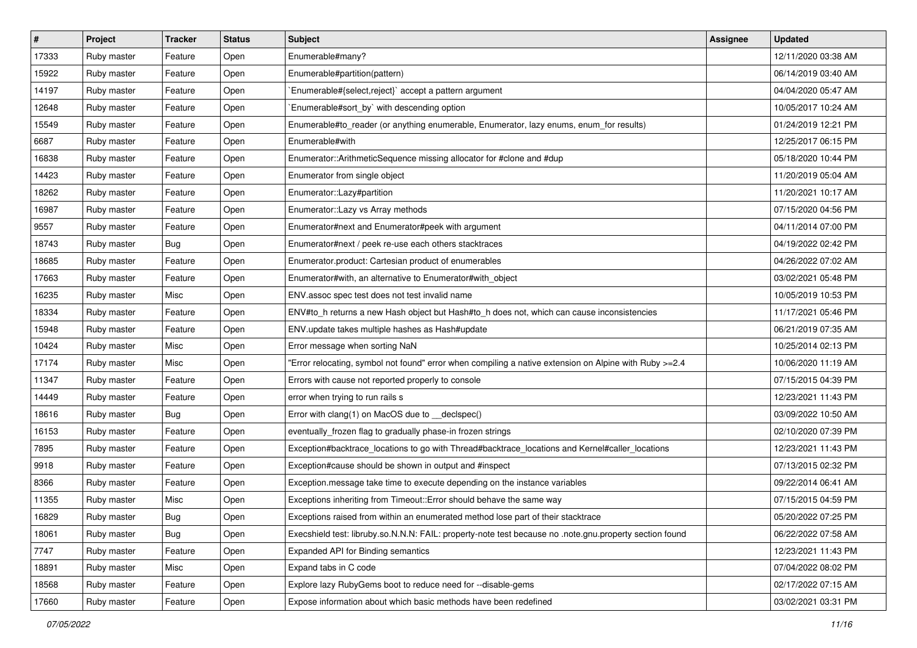| # | Project | Tracker | Status | Subject | Assignee | Updated |
| --- | --- | --- | --- | --- | --- | --- |
| 17333 | Ruby master | Feature | Open | Enumerable#many? | | 12/11/2020 03:38 AM |
| 15922 | Ruby master | Feature | Open | Enumerable#partition(pattern) | | 06/14/2019 03:40 AM |
| 14197 | Ruby master | Feature | Open | `Enumerable#{select,reject}` accept a pattern argument | | 04/04/2020 05:47 AM |
| 12648 | Ruby master | Feature | Open | `Enumerable#sort_by` with descending option | | 10/05/2017 10:24 AM |
| 15549 | Ruby master | Feature | Open | Enumerable#to_reader (or anything enumerable, Enumerator, lazy enums, enum_for results) | | 01/24/2019 12:21 PM |
| 6687 | Ruby master | Feature | Open | Enumerable#with | | 12/25/2017 06:15 PM |
| 16838 | Ruby master | Feature | Open | Enumerator::ArithmeticSequence missing allocator for #clone and #dup | | 05/18/2020 10:44 PM |
| 14423 | Ruby master | Feature | Open | Enumerator from single object | | 11/20/2019 05:04 AM |
| 18262 | Ruby master | Feature | Open | Enumerator::Lazy#partition | | 11/20/2021 10:17 AM |
| 16987 | Ruby master | Feature | Open | Enumerator::Lazy vs Array methods | | 07/15/2020 04:56 PM |
| 9557 | Ruby master | Feature | Open | Enumerator#next and Enumerator#peek with argument | | 04/11/2014 07:00 PM |
| 18743 | Ruby master | Bug | Open | Enumerator#next / peek re-use each others stacktraces | | 04/19/2022 02:42 PM |
| 18685 | Ruby master | Feature | Open | Enumerator.product: Cartesian product of enumerables | | 04/26/2022 07:02 AM |
| 17663 | Ruby master | Feature | Open | Enumerator#with, an alternative to Enumerator#with_object | | 03/02/2021 05:48 PM |
| 16235 | Ruby master | Misc | Open | ENV.assoc spec test does not test invalid name | | 10/05/2019 10:53 PM |
| 18334 | Ruby master | Feature | Open | ENV#to_h returns a new Hash object but Hash#to_h does not, which can cause inconsistencies | | 11/17/2021 05:46 PM |
| 15948 | Ruby master | Feature | Open | ENV.update takes multiple hashes as Hash#update | | 06/21/2019 07:35 AM |
| 10424 | Ruby master | Misc | Open | Error message when sorting NaN | | 10/25/2014 02:13 PM |
| 17174 | Ruby master | Misc | Open | "Error relocating, symbol not found" error when compiling a native extension on Alpine with Ruby >=2.4 | | 10/06/2020 11:19 AM |
| 11347 | Ruby master | Feature | Open | Errors with cause not reported properly to console | | 07/15/2015 04:39 PM |
| 14449 | Ruby master | Feature | Open | error when trying to run rails s | | 12/23/2021 11:43 PM |
| 18616 | Ruby master | Bug | Open | Error with clang(1) on MacOS due to __declspec() | | 03/09/2022 10:50 AM |
| 16153 | Ruby master | Feature | Open | eventually_frozen flag to gradually phase-in frozen strings | | 02/10/2020 07:39 PM |
| 7895 | Ruby master | Feature | Open | Exception#backtrace_locations to go with Thread#backtrace_locations and Kernel#caller_locations | | 12/23/2021 11:43 PM |
| 9918 | Ruby master | Feature | Open | Exception#cause should be shown in output and #inspect | | 07/13/2015 02:32 PM |
| 8366 | Ruby master | Feature | Open | Exception.message take time to execute depending on the instance variables | | 09/22/2014 06:41 AM |
| 11355 | Ruby master | Misc | Open | Exceptions inheriting from Timeout::Error should behave the same way | | 07/15/2015 04:59 PM |
| 16829 | Ruby master | Bug | Open | Exceptions raised from within an enumerated method lose part of their stacktrace | | 05/20/2022 07:25 PM |
| 18061 | Ruby master | Bug | Open | Execshield test: libruby.so.N.N.N: FAIL: property-note test because no .note.gnu.property section found | | 06/22/2022 07:58 AM |
| 7747 | Ruby master | Feature | Open | Expanded API for Binding semantics | | 12/23/2021 11:43 PM |
| 18891 | Ruby master | Misc | Open | Expand tabs in C code | | 07/04/2022 08:02 PM |
| 18568 | Ruby master | Feature | Open | Explore lazy RubyGems boot to reduce need for --disable-gems | | 02/17/2022 07:15 AM |
| 17660 | Ruby master | Feature | Open | Expose information about which basic methods have been redefined | | 03/02/2021 03:31 PM |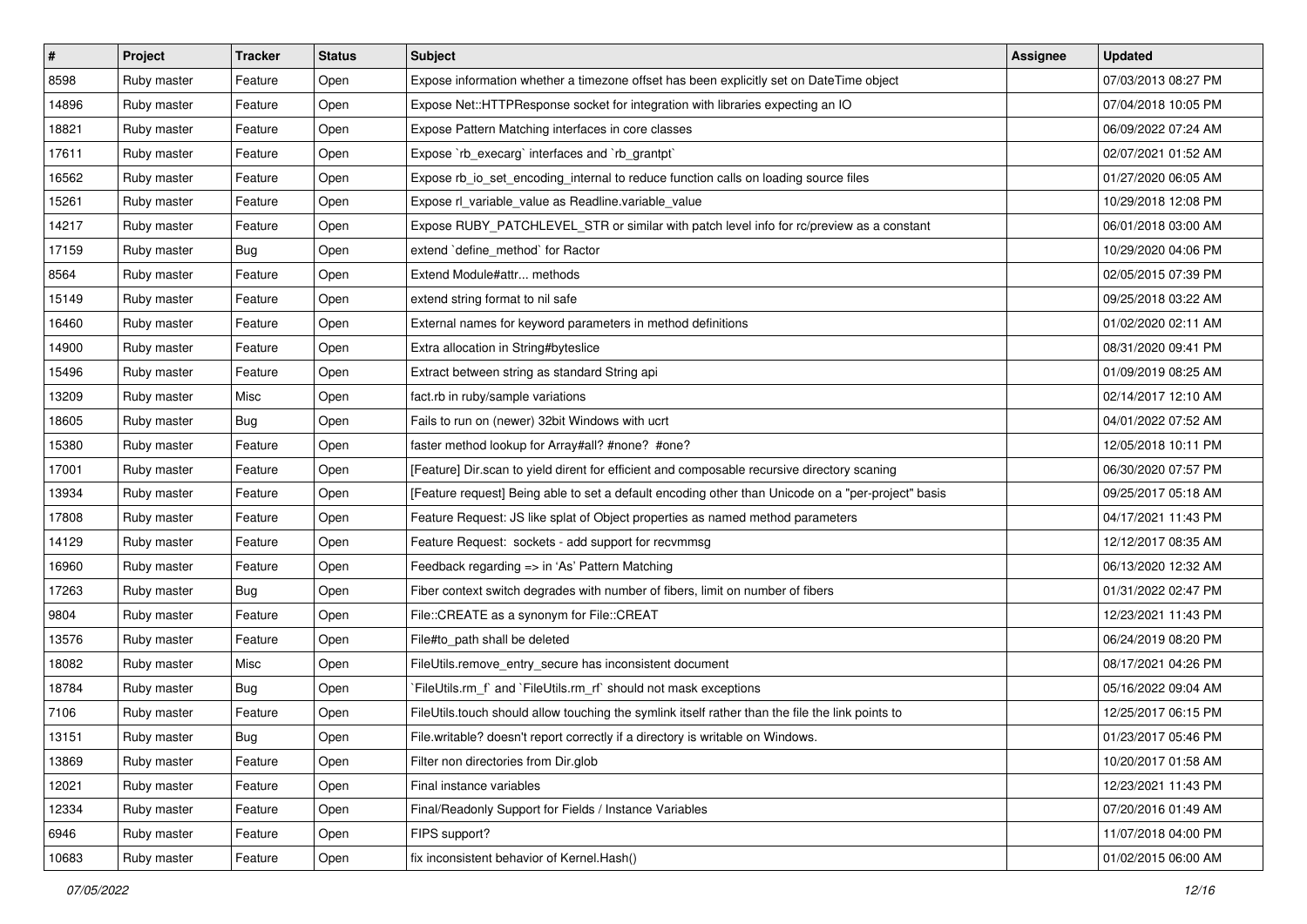| # | Project | Tracker | Status | Subject | Assignee | Updated |
|---|---|---|---|---|---|---|
| 8598 | Ruby master | Feature | Open | Expose information whether a timezone offset has been explicitly set on DateTime object | | 07/03/2013 08:27 PM |
| 14896 | Ruby master | Feature | Open | Expose Net::HTTPResponse socket for integration with libraries expecting an IO | | 07/04/2018 10:05 PM |
| 18821 | Ruby master | Feature | Open | Expose Pattern Matching interfaces in core classes | | 06/09/2022 07:24 AM |
| 17611 | Ruby master | Feature | Open | Expose `rb_execarg` interfaces and `rb_grantpt` | | 02/07/2021 01:52 AM |
| 16562 | Ruby master | Feature | Open | Expose rb_io_set_encoding_internal to reduce function calls on loading source files | | 01/27/2020 06:05 AM |
| 15261 | Ruby master | Feature | Open | Expose rl_variable_value as Readline.variable_value | | 10/29/2018 12:08 PM |
| 14217 | Ruby master | Feature | Open | Expose RUBY_PATCHLEVEL_STR or similar with patch level info for rc/preview as a constant | | 06/01/2018 03:00 AM |
| 17159 | Ruby master | Bug | Open | extend `define_method` for Ractor | | 10/29/2020 04:06 PM |
| 8564 | Ruby master | Feature | Open | Extend Module#attr... methods | | 02/05/2015 07:39 PM |
| 15149 | Ruby master | Feature | Open | extend string format to nil safe | | 09/25/2018 03:22 AM |
| 16460 | Ruby master | Feature | Open | External names for keyword parameters in method definitions | | 01/02/2020 02:11 AM |
| 14900 | Ruby master | Feature | Open | Extra allocation in String#byteslice | | 08/31/2020 09:41 PM |
| 15496 | Ruby master | Feature | Open | Extract between string as standard String api | | 01/09/2019 08:25 AM |
| 13209 | Ruby master | Misc | Open | fact.rb in ruby/sample variations | | 02/14/2017 12:10 AM |
| 18605 | Ruby master | Bug | Open | Fails to run on (newer) 32bit Windows with ucrt | | 04/01/2022 07:52 AM |
| 15380 | Ruby master | Feature | Open | faster method lookup for Array#all? #none? #one? | | 12/05/2018 10:11 PM |
| 17001 | Ruby master | Feature | Open | [Feature] Dir.scan to yield dirent for efficient and composable recursive directory scaning | | 06/30/2020 07:57 PM |
| 13934 | Ruby master | Feature | Open | [Feature request] Being able to set a default encoding other than Unicode on a "per-project" basis | | 09/25/2017 05:18 AM |
| 17808 | Ruby master | Feature | Open | Feature Request: JS like splat of Object properties as named method parameters | | 04/17/2021 11:43 PM |
| 14129 | Ruby master | Feature | Open | Feature Request: sockets - add support for recvmmsg | | 12/12/2017 08:35 AM |
| 16960 | Ruby master | Feature | Open | Feedback regarding => in 'As' Pattern Matching | | 06/13/2020 12:32 AM |
| 17263 | Ruby master | Bug | Open | Fiber context switch degrades with number of fibers, limit on number of fibers | | 01/31/2022 02:47 PM |
| 9804 | Ruby master | Feature | Open | File::CREATE as a synonym for File::CREAT | | 12/23/2021 11:43 PM |
| 13576 | Ruby master | Feature | Open | File#to_path shall be deleted | | 06/24/2019 08:20 PM |
| 18082 | Ruby master | Misc | Open | FileUtils.remove_entry_secure has inconsistent document | | 08/17/2021 04:26 PM |
| 18784 | Ruby master | Bug | Open | `FileUtils.rm_f` and `FileUtils.rm_rf` should not mask exceptions | | 05/16/2022 09:04 AM |
| 7106 | Ruby master | Feature | Open | FileUtils.touch should allow touching the symlink itself rather than the file the link points to | | 12/25/2017 06:15 PM |
| 13151 | Ruby master | Bug | Open | File.writable? doesn't report correctly if a directory is writable on Windows. | | 01/23/2017 05:46 PM |
| 13869 | Ruby master | Feature | Open | Filter non directories from Dir.glob | | 10/20/2017 01:58 AM |
| 12021 | Ruby master | Feature | Open | Final instance variables | | 12/23/2021 11:43 PM |
| 12334 | Ruby master | Feature | Open | Final/Readonly Support for Fields / Instance Variables | | 07/20/2016 01:49 AM |
| 6946 | Ruby master | Feature | Open | FIPS support? | | 11/07/2018 04:00 PM |
| 10683 | Ruby master | Feature | Open | fix inconsistent behavior of Kernel.Hash() | | 01/02/2015 06:00 AM |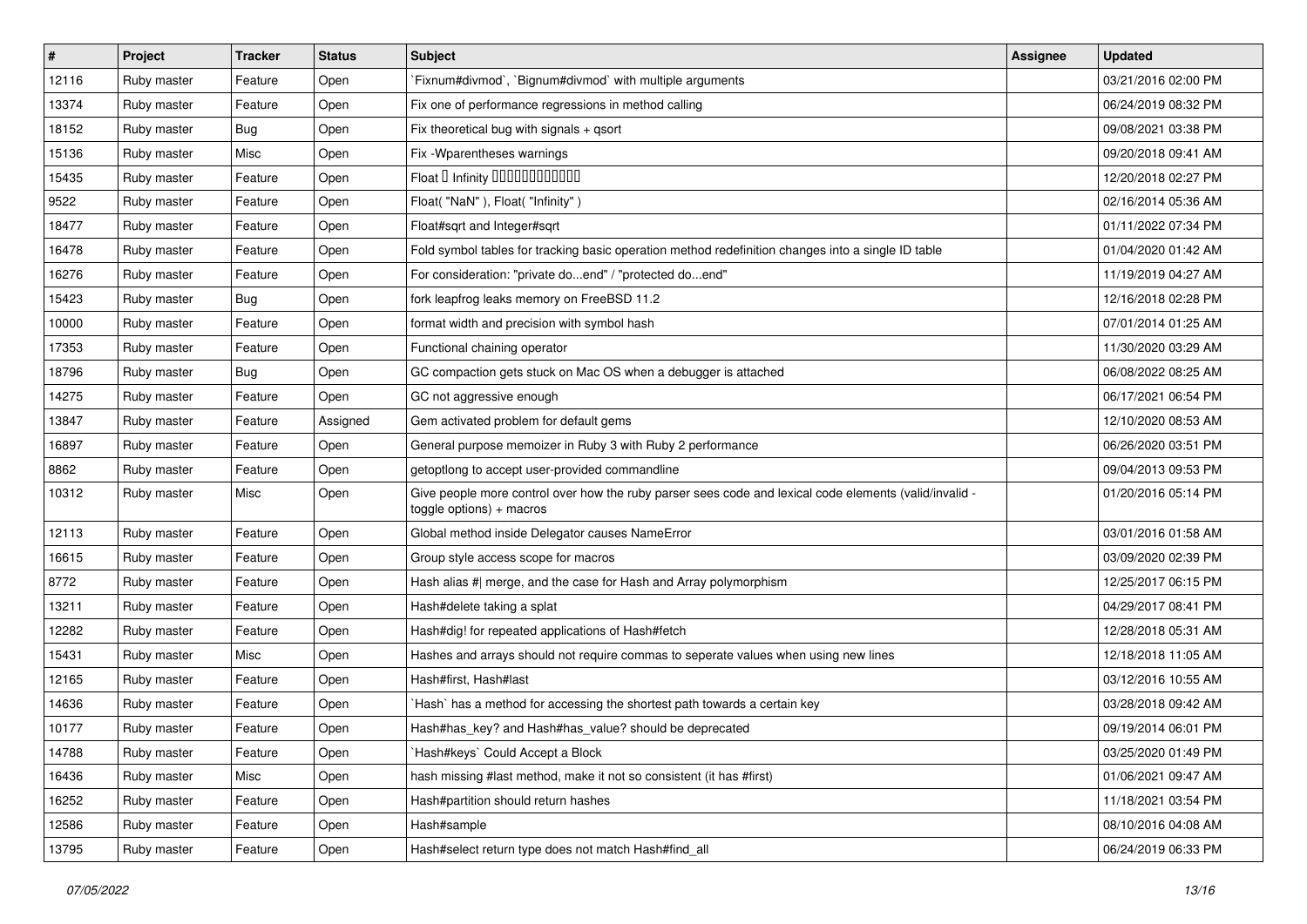| # | Project | Tracker | Status | Subject | Assignee | Updated |
| --- | --- | --- | --- | --- | --- | --- |
| 12116 | Ruby master | Feature | Open | `Fixnum#divmod`, `Bignum#divmod` with multiple arguments | | 03/21/2016 02:00 PM |
| 13374 | Ruby master | Feature | Open | Fix one of performance regressions in method calling | | 06/24/2019 08:32 PM |
| 18152 | Ruby master | Bug | Open | Fix theoretical bug with signals + qsort | | 09/08/2021 03:38 PM |
| 15136 | Ruby master | Misc | Open | Fix -Wparentheses warnings | | 09/20/2018 09:41 AM |
| 15435 | Ruby master | Feature | Open | Float � Infinity ������������ | | 12/20/2018 02:27 PM |
| 9522 | Ruby master | Feature | Open | Float( "NaN" ), Float( "Infinity" ) | | 02/16/2014 05:36 AM |
| 18477 | Ruby master | Feature | Open | Float#sqrt and Integer#sqrt | | 01/11/2022 07:34 PM |
| 16478 | Ruby master | Feature | Open | Fold symbol tables for tracking basic operation method redefinition changes into a single ID table | | 01/04/2020 01:42 AM |
| 16276 | Ruby master | Feature | Open | For consideration: "private do...end" / "protected do...end" | | 11/19/2019 04:27 AM |
| 15423 | Ruby master | Bug | Open | fork leapfrog leaks memory on FreeBSD 11.2 | | 12/16/2018 02:28 PM |
| 10000 | Ruby master | Feature | Open | format width and precision with symbol hash | | 07/01/2014 01:25 AM |
| 17353 | Ruby master | Feature | Open | Functional chaining operator | | 11/30/2020 03:29 AM |
| 18796 | Ruby master | Bug | Open | GC compaction gets stuck on Mac OS when a debugger is attached | | 06/08/2022 08:25 AM |
| 14275 | Ruby master | Feature | Open | GC not aggressive enough | | 06/17/2021 06:54 PM |
| 13847 | Ruby master | Feature | Assigned | Gem activated problem for default gems | | 12/10/2020 08:53 AM |
| 16897 | Ruby master | Feature | Open | General purpose memoizer in Ruby 3 with Ruby 2 performance | | 06/26/2020 03:51 PM |
| 8862 | Ruby master | Feature | Open | getoptlong to accept user-provided commandline | | 09/04/2013 09:53 PM |
| 10312 | Ruby master | Misc | Open | Give people more control over how the ruby parser sees code and lexical code elements (valid/invalid - toggle options) + macros | | 01/20/2016 05:14 PM |
| 12113 | Ruby master | Feature | Open | Global method inside Delegator causes NameError | | 03/01/2016 01:58 AM |
| 16615 | Ruby master | Feature | Open | Group style access scope for macros | | 03/09/2020 02:39 PM |
| 8772 | Ruby master | Feature | Open | Hash alias #\| merge, and the case for Hash and Array polymorphism | | 12/25/2017 06:15 PM |
| 13211 | Ruby master | Feature | Open | Hash#delete taking a splat | | 04/29/2017 08:41 PM |
| 12282 | Ruby master | Feature | Open | Hash#dig! for repeated applications of Hash#fetch | | 12/28/2018 05:31 AM |
| 15431 | Ruby master | Misc | Open | Hashes and arrays should not require commas to seperate values when using new lines | | 12/18/2018 11:05 AM |
| 12165 | Ruby master | Feature | Open | Hash#first, Hash#last | | 03/12/2016 10:55 AM |
| 14636 | Ruby master | Feature | Open | `Hash` has a method for accessing the shortest path towards a certain key | | 03/28/2018 09:42 AM |
| 10177 | Ruby master | Feature | Open | Hash#has_key? and Hash#has_value? should be deprecated | | 09/19/2014 06:01 PM |
| 14788 | Ruby master | Feature | Open | `Hash#keys` Could Accept a Block | | 03/25/2020 01:49 PM |
| 16436 | Ruby master | Misc | Open | hash missing #last method, make it not so consistent (it has #first) | | 01/06/2021 09:47 AM |
| 16252 | Ruby master | Feature | Open | Hash#partition should return hashes | | 11/18/2021 03:54 PM |
| 12586 | Ruby master | Feature | Open | Hash#sample | | 08/10/2016 04:08 AM |
| 13795 | Ruby master | Feature | Open | Hash#select return type does not match Hash#find_all | | 06/24/2019 06:33 PM |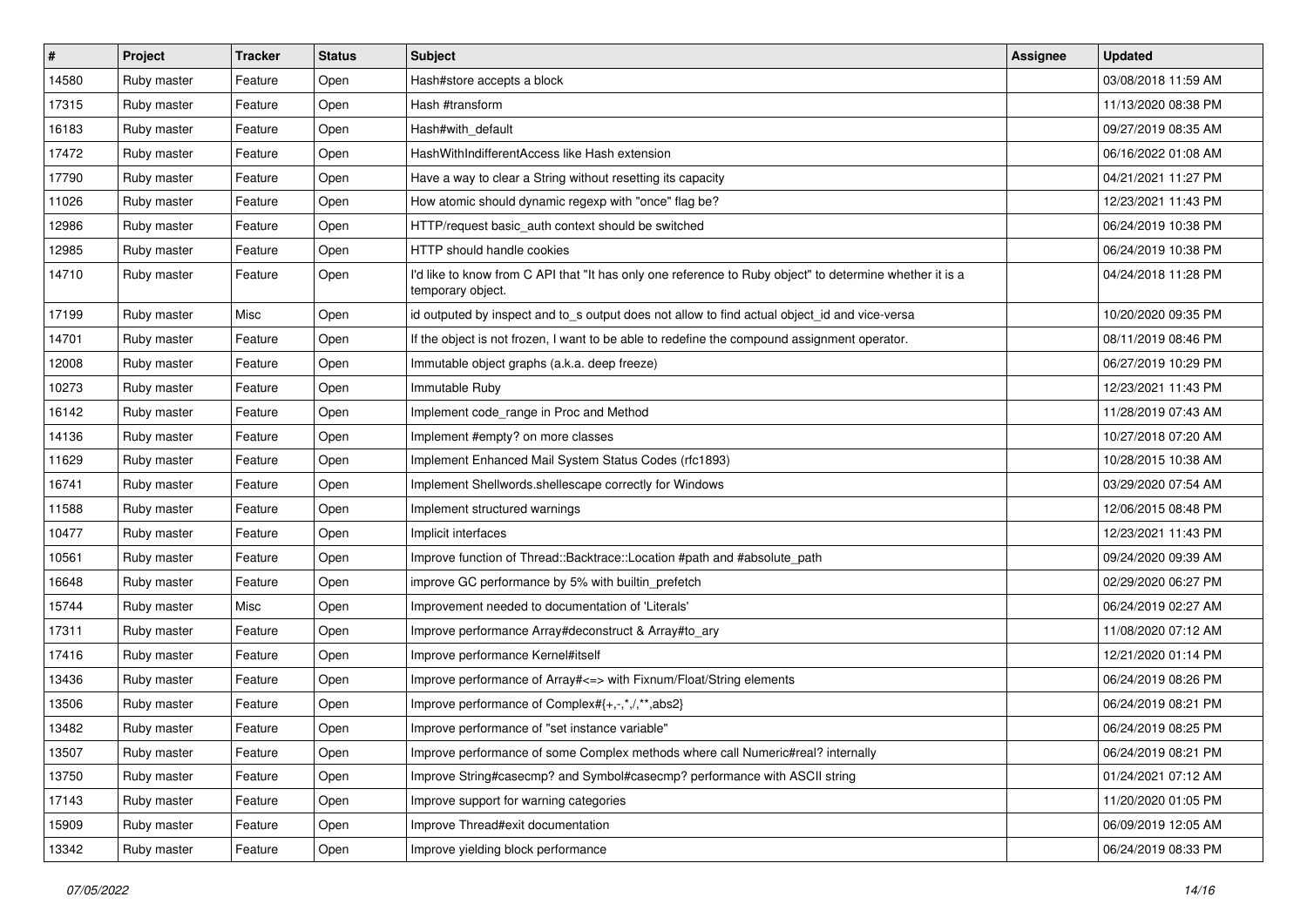| # | Project | Tracker | Status | Subject | Assignee | Updated |
|---|---|---|---|---|---|---|
| 14580 | Ruby master | Feature | Open | Hash#store accepts a block | | 03/08/2018 11:59 AM |
| 17315 | Ruby master | Feature | Open | Hash #transform | | 11/13/2020 08:38 PM |
| 16183 | Ruby master | Feature | Open | Hash#with_default | | 09/27/2019 08:35 AM |
| 17472 | Ruby master | Feature | Open | HashWithIndifferentAccess like Hash extension | | 06/16/2022 01:08 AM |
| 17790 | Ruby master | Feature | Open | Have a way to clear a String without resetting its capacity | | 04/21/2021 11:27 PM |
| 11026 | Ruby master | Feature | Open | How atomic should dynamic regexp with "once" flag be? | | 12/23/2021 11:43 PM |
| 12986 | Ruby master | Feature | Open | HTTP/request basic_auth context should be switched | | 06/24/2019 10:38 PM |
| 12985 | Ruby master | Feature | Open | HTTP should handle cookies | | 06/24/2019 10:38 PM |
| 14710 | Ruby master | Feature | Open | I'd like to know from C API that "It has only one reference to Ruby object" to determine whether it is a temporary object. | | 04/24/2018 11:28 PM |
| 17199 | Ruby master | Misc | Open | id outputed by inspect and to_s output does not allow to find actual object_id and vice-versa | | 10/20/2020 09:35 PM |
| 14701 | Ruby master | Feature | Open | If the object is not frozen, I want to be able to redefine the compound assignment operator. | | 08/11/2019 08:46 PM |
| 12008 | Ruby master | Feature | Open | Immutable object graphs (a.k.a. deep freeze) | | 06/27/2019 10:29 PM |
| 10273 | Ruby master | Feature | Open | Immutable Ruby | | 12/23/2021 11:43 PM |
| 16142 | Ruby master | Feature | Open | Implement code_range in Proc and Method | | 11/28/2019 07:43 AM |
| 14136 | Ruby master | Feature | Open | Implement #empty? on more classes | | 10/27/2018 07:20 AM |
| 11629 | Ruby master | Feature | Open | Implement Enhanced Mail System Status Codes (rfc1893) | | 10/28/2015 10:38 AM |
| 16741 | Ruby master | Feature | Open | Implement Shellwords.shellescape correctly for Windows | | 03/29/2020 07:54 AM |
| 11588 | Ruby master | Feature | Open | Implement structured warnings | | 12/06/2015 08:48 PM |
| 10477 | Ruby master | Feature | Open | Implicit interfaces | | 12/23/2021 11:43 PM |
| 10561 | Ruby master | Feature | Open | Improve function of Thread::Backtrace::Location #path and #absolute_path | | 09/24/2020 09:39 AM |
| 16648 | Ruby master | Feature | Open | improve GC performance by 5% with builtin_prefetch | | 02/29/2020 06:27 PM |
| 15744 | Ruby master | Misc | Open | Improvement needed to documentation of 'Literals' | | 06/24/2019 02:27 AM |
| 17311 | Ruby master | Feature | Open | Improve performance Array#deconstruct & Array#to_ary | | 11/08/2020 07:12 AM |
| 17416 | Ruby master | Feature | Open | Improve performance Kernel#itself | | 12/21/2020 01:14 PM |
| 13436 | Ruby master | Feature | Open | Improve performance of Array#<=> with Fixnum/Float/String elements | | 06/24/2019 08:26 PM |
| 13506 | Ruby master | Feature | Open | Improve performance of Complex#{+,-,*,/,**,abs2} | | 06/24/2019 08:21 PM |
| 13482 | Ruby master | Feature | Open | Improve performance of "set instance variable" | | 06/24/2019 08:25 PM |
| 13507 | Ruby master | Feature | Open | Improve performance of some Complex methods where call Numeric#real? internally | | 06/24/2019 08:21 PM |
| 13750 | Ruby master | Feature | Open | Improve String#casecmp? and Symbol#casecmp? performance with ASCII string | | 01/24/2021 07:12 AM |
| 17143 | Ruby master | Feature | Open | Improve support for warning categories | | 11/20/2020 01:05 PM |
| 15909 | Ruby master | Feature | Open | Improve Thread#exit documentation | | 06/09/2019 12:05 AM |
| 13342 | Ruby master | Feature | Open | Improve yielding block performance | | 06/24/2019 08:33 PM |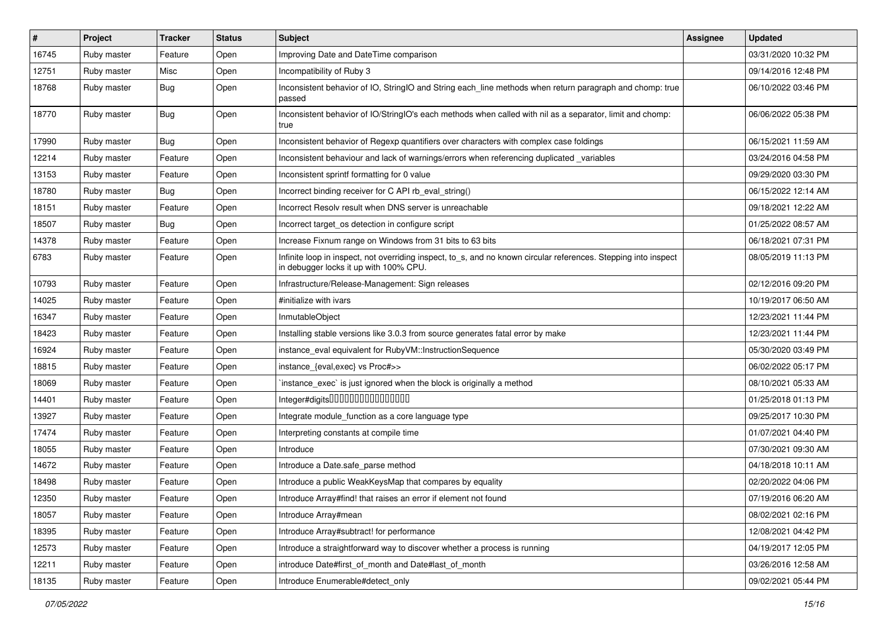| # | Project | Tracker | Status | Subject | Assignee | Updated |
|---|---|---|---|---|---|---|
| 16745 | Ruby master | Feature | Open | Improving Date and DateTime comparison | | 03/31/2020 10:32 PM |
| 12751 | Ruby master | Misc | Open | Incompatibility of Ruby 3 | | 09/14/2016 12:48 PM |
| 18768 | Ruby master | Bug | Open | Inconsistent behavior of IO, StringIO and String each_line methods when return paragraph and chomp: true passed | | 06/10/2022 03:46 PM |
| 18770 | Ruby master | Bug | Open | Inconsistent behavior of IO/StringIO's each methods when called with nil as a separator, limit and chomp: true | | 06/06/2022 05:38 PM |
| 17990 | Ruby master | Bug | Open | Inconsistent behavior of Regexp quantifiers over characters with complex case foldings | | 06/15/2021 11:59 AM |
| 12214 | Ruby master | Feature | Open | Inconsistent behaviour and lack of warnings/errors when referencing duplicated _variables | | 03/24/2016 04:58 PM |
| 13153 | Ruby master | Feature | Open | Inconsistent sprintf formatting for 0 value | | 09/29/2020 03:30 PM |
| 18780 | Ruby master | Bug | Open | Incorrect binding receiver for C API rb_eval_string() | | 06/15/2022 12:14 AM |
| 18151 | Ruby master | Feature | Open | Incorrect Resolv result when DNS server is unreachable | | 09/18/2021 12:22 AM |
| 18507 | Ruby master | Bug | Open | Incorrect target_os detection in configure script | | 01/25/2022 08:57 AM |
| 14378 | Ruby master | Feature | Open | Increase Fixnum range on Windows from 31 bits to 63 bits | | 06/18/2021 07:31 PM |
| 6783 | Ruby master | Feature | Open | Infinite loop in inspect, not overriding inspect, to_s, and no known circular references. Stepping into inspect in debugger locks it up with 100% CPU. | | 08/05/2019 11:13 PM |
| 10793 | Ruby master | Feature | Open | Infrastructure/Release-Management: Sign releases | | 02/12/2016 09:20 PM |
| 14025 | Ruby master | Feature | Open | #initialize with ivars | | 10/19/2017 06:50 AM |
| 16347 | Ruby master | Feature | Open | InmutableObject | | 12/23/2021 11:44 PM |
| 18423 | Ruby master | Feature | Open | Installing stable versions like 3.0.3 from source generates fatal error by make | | 12/23/2021 11:44 PM |
| 16924 | Ruby master | Feature | Open | instance_eval equivalent for RubyVM::InstructionSequence | | 05/30/2020 03:49 PM |
| 18815 | Ruby master | Feature | Open | instance_{eval,exec} vs Proc#>> | | 06/02/2022 05:17 PM |
| 18069 | Ruby master | Feature | Open | `instance_exec` is just ignored when the block is originally a method | | 08/10/2021 05:33 AM |
| 14401 | Ruby master | Feature | Open | Integer#digits□□□□□□□□□□□□□□□□ | | 01/25/2018 01:13 PM |
| 13927 | Ruby master | Feature | Open | Integrate module_function as a core language type | | 09/25/2017 10:30 PM |
| 17474 | Ruby master | Feature | Open | Interpreting constants at compile time | | 01/07/2021 04:40 PM |
| 18055 | Ruby master | Feature | Open | Introduce | | 07/30/2021 09:30 AM |
| 14672 | Ruby master | Feature | Open | Introduce a Date.safe_parse method | | 04/18/2018 10:11 AM |
| 18498 | Ruby master | Feature | Open | Introduce a public WeakKeysMap that compares by equality | | 02/20/2022 04:06 PM |
| 12350 | Ruby master | Feature | Open | Introduce Array#find! that raises an error if element not found | | 07/19/2016 06:20 AM |
| 18057 | Ruby master | Feature | Open | Introduce Array#mean | | 08/02/2021 02:16 PM |
| 18395 | Ruby master | Feature | Open | Introduce Array#subtract! for performance | | 12/08/2021 04:42 PM |
| 12573 | Ruby master | Feature | Open | Introduce a straightforward way to discover whether a process is running | | 04/19/2017 12:05 PM |
| 12211 | Ruby master | Feature | Open | introduce Date#first_of_month and Date#last_of_month | | 03/26/2016 12:58 AM |
| 18135 | Ruby master | Feature | Open | Introduce Enumerable#detect_only | | 09/02/2021 05:44 PM |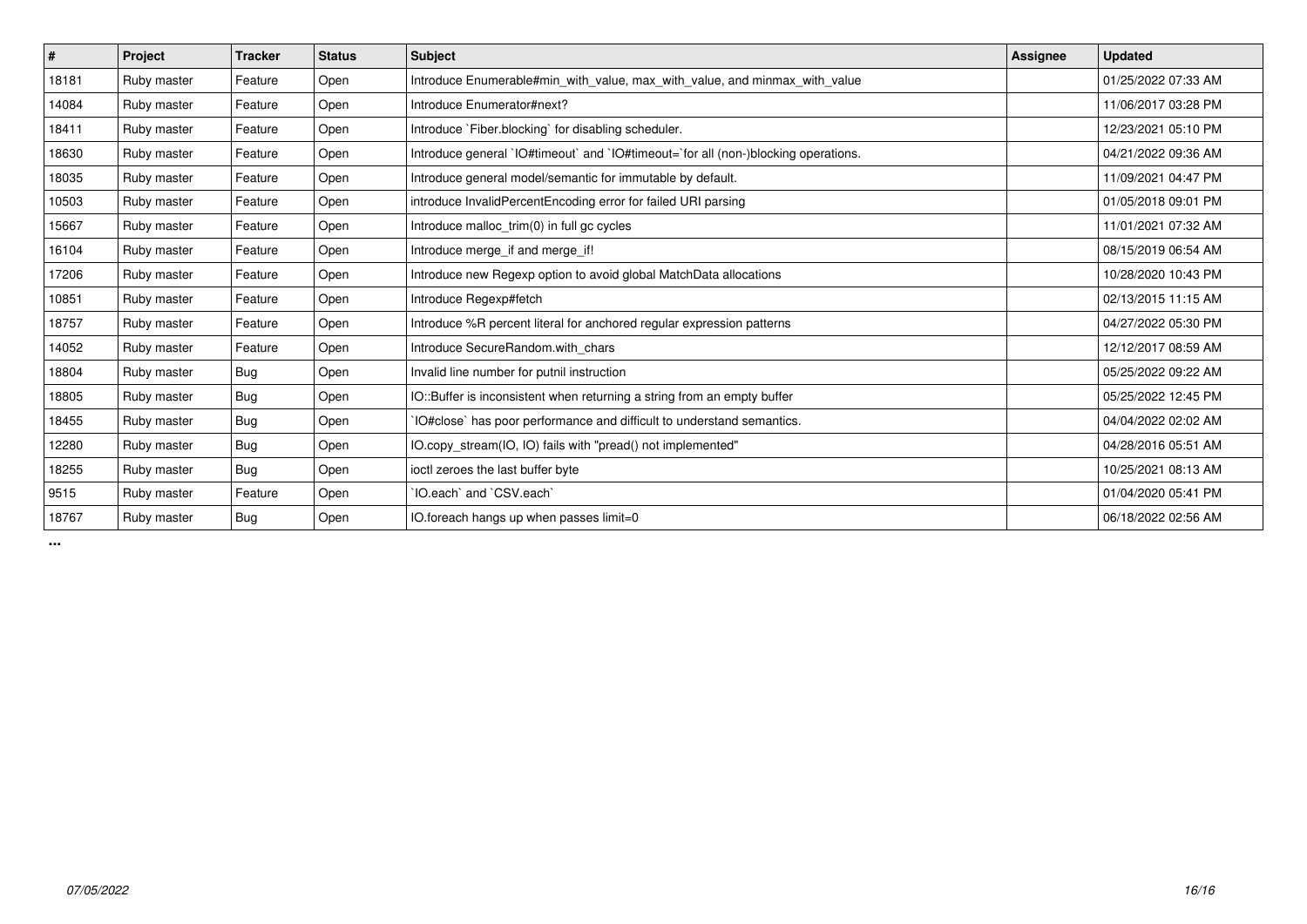| # | Project | Tracker | Status | Subject | Assignee | Updated |
|---|---|---|---|---|---|---|
| 18181 | Ruby master | Feature | Open | Introduce Enumerable#min_with_value, max_with_value, and minmax_with_value | | 01/25/2022 07:33 AM |
| 14084 | Ruby master | Feature | Open | Introduce Enumerator#next? | | 11/06/2017 03:28 PM |
| 18411 | Ruby master | Feature | Open | Introduce `Fiber.blocking` for disabling scheduler. | | 12/23/2021 05:10 PM |
| 18630 | Ruby master | Feature | Open | Introduce general `IO#timeout` and `IO#timeout=`for all (non-)blocking operations. | | 04/21/2022 09:36 AM |
| 18035 | Ruby master | Feature | Open | Introduce general model/semantic for immutable by default. | | 11/09/2021 04:47 PM |
| 10503 | Ruby master | Feature | Open | introduce InvalidPercentEncoding error for failed URI parsing | | 01/05/2018 09:01 PM |
| 15667 | Ruby master | Feature | Open | Introduce malloc_trim(0) in full gc cycles | | 11/01/2021 07:32 AM |
| 16104 | Ruby master | Feature | Open | Introduce merge_if and merge_if! | | 08/15/2019 06:54 AM |
| 17206 | Ruby master | Feature | Open | Introduce new Regexp option to avoid global MatchData allocations | | 10/28/2020 10:43 PM |
| 10851 | Ruby master | Feature | Open | Introduce Regexp#fetch | | 02/13/2015 11:15 AM |
| 18757 | Ruby master | Feature | Open | Introduce %R percent literal for anchored regular expression patterns | | 04/27/2022 05:30 PM |
| 14052 | Ruby master | Feature | Open | Introduce SecureRandom.with_chars | | 12/12/2017 08:59 AM |
| 18804 | Ruby master | Bug | Open | Invalid line number for putnil instruction | | 05/25/2022 09:22 AM |
| 18805 | Ruby master | Bug | Open | IO::Buffer is inconsistent when returning a string from an empty buffer | | 05/25/2022 12:45 PM |
| 18455 | Ruby master | Bug | Open | `IO#close` has poor performance and difficult to understand semantics. | | 04/04/2022 02:02 AM |
| 12280 | Ruby master | Bug | Open | IO.copy_stream(IO, IO) fails with "pread() not implemented" | | 04/28/2016 05:51 AM |
| 18255 | Ruby master | Bug | Open | ioctl zeroes the last buffer byte | | 10/25/2021 08:13 AM |
| 9515 | Ruby master | Feature | Open | `IO.each` and `CSV.each` | | 01/04/2020 05:41 PM |
| 18767 | Ruby master | Bug | Open | IO.foreach hangs up when passes limit=0 | | 06/18/2022 02:56 AM |

...